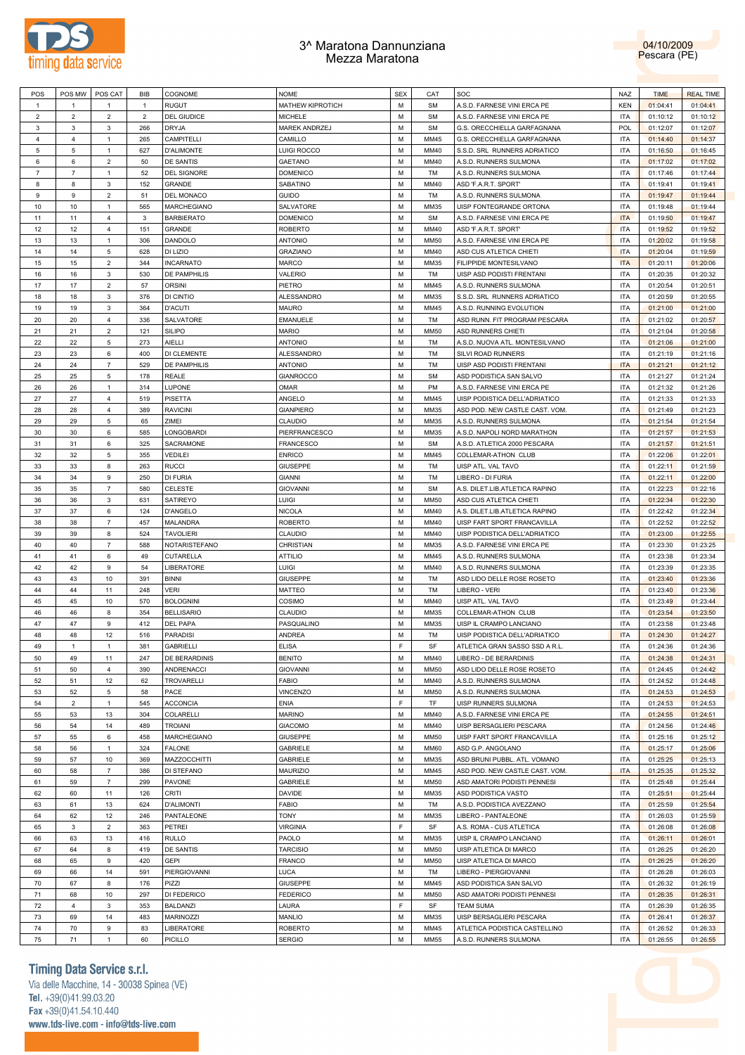# 3^ Maratona Dannunziana
## Mezza Maratona

04/10/2009
Pescara (PE)

| POS | POS MW | POS CAT | BIB | COGNOME | NOME | SEX | CAT | SOC | NAZ | TIME | REAL TIME |
|---|---|---|---|---|---|---|---|---|---|---|---|
| 1 | 1 | 1 | 1 | RUGUT | MATHEW KIPROTICH | M | SM | A.S.D. FARNESE VINI ERCA PE | KEN | 01:04:41 | 01:04:41 |
| 2 | 2 | 2 | 2 | DEL GIUDICE | MICHELE | M | SM | A.S.D. FARNESE VINI ERCA PE | ITA | 01:10:12 | 01:10:12 |
| 3 | 3 | 3 | 266 | DRYJA | MAREK ANDRZEJ | M | SM | G.S. ORECCHIELLA GARFAGNANA | POL | 01:12:07 | 01:12:07 |
| 4 | 4 | 1 | 265 | CAMPITELLI | CAMILLO | M | MM45 | G.S. ORECCHIELLA GARFAGNANA | ITA | 01:14:40 | 01:14:37 |
| 5 | 5 | 1 | 627 | D'ALIMONTE | LUIGI ROCCO | M | MM40 | S.S.D. SRL RUNNERS ADRIATICO | ITA | 01:16:50 | 01:16:45 |
| 6 | 6 | 2 | 50 | DE SANTIS | GAETANO | M | MM40 | A.S.D. RUNNERS SULMONA | ITA | 01:17:02 | 01:17:02 |
| 7 | 7 | 1 | 52 | DEL SIGNORE | DOMENICO | M | TM | A.S.D. RUNNERS SULMONA | ITA | 01:17:46 | 01:17:44 |
| 8 | 8 | 3 | 152 | GRANDE | SABATINO | M | MM40 | ASD 'F.A.R.T. SPORT' | ITA | 01:19:41 | 01:19:41 |
| 9 | 9 | 2 | 51 | DEL MONACO | GUIDO | M | TM | A.S.D. RUNNERS SULMONA | ITA | 01:19:47 | 01:19:44 |
| 10 | 10 | 1 | 565 | MARCHEGIANO | SALVATORE | M | MM35 | UISP FONTEGRANDE ORTONA | ITA | 01:19:48 | 01:19:44 |
| 11 | 11 | 4 | 3 | BARBIERATO | DOMENICO | M | SM | A.S.D. FARNESE VINI ERCA PE | ITA | 01:19:50 | 01:19:47 |
| 12 | 12 | 4 | 151 | GRANDE | ROBERTO | M | MM40 | ASD 'F.A.R.T. SPORT' | ITA | 01:19:52 | 01:19:52 |
| 13 | 13 | 1 | 306 | DANDOLO | ANTONIO | M | MM50 | A.S.D. FARNESE VINI ERCA PE | ITA | 01:20:02 | 01:19:58 |
| 14 | 14 | 5 | 628 | DI LIZIO | GRAZIANO | M | MM40 | ASD CUS ATLETICA CHIETI | ITA | 01:20:04 | 01:19:59 |
| 15 | 15 | 2 | 344 | INCARNATO | MARCO | M | MM35 | FILIPPIDE MONTESILVANO | ITA | 01:20:11 | 01:20:06 |
| 16 | 16 | 3 | 530 | DE PAMPHILIS | VALERIO | M | TM | UISP ASD PODISTI FRENTANI | ITA | 01:20:35 | 01:20:32 |
| 17 | 17 | 2 | 57 | ORSINI | PIETRO | M | MM45 | A.S.D. RUNNERS SULMONA | ITA | 01:20:54 | 01:20:51 |
| 18 | 18 | 3 | 376 | DI CINTIO | ALESSANDRO | M | MM35 | S.S.D. SRL RUNNERS ADRIATICO | ITA | 01:20:59 | 01:20:55 |
| 19 | 19 | 3 | 364 | D'ACUTI | MAURO | M | MM45 | A.S.D. RUNNING EVOLUTION | ITA | 01:21:00 | 01:21:00 |
| 20 | 20 | 4 | 336 | SALVATORE | EMANUELE | M | TM | ASD RUNN. FIT PROGRAM PESCARA | ITA | 01:21:02 | 01:20:57 |
| 21 | 21 | 2 | 121 | SILIPO | MARIO | M | MM50 | ASD RUNNERS CHIETI | ITA | 01:21:04 | 01:20:58 |
| 22 | 22 | 5 | 273 | AIELLI | ANTONIO | M | TM | A.S.D. NUOVA ATL. MONTESILVANO | ITA | 01:21:06 | 01:21:00 |
| 23 | 23 | 6 | 400 | DI CLEMENTE | ALESSANDRO | M | TM | SILVI ROAD RUNNERS | ITA | 01:21:19 | 01:21:16 |
| 24 | 24 | 7 | 529 | DE PAMPHILIS | ANTONIO | M | TM | UISP ASD PODISTI FRENTANI | ITA | 01:21:21 | 01:21:12 |
| 25 | 25 | 5 | 178 | REALE | GIANROCCO | M | SM | ASD PODISTICA SAN SALVO | ITA | 01:21:27 | 01:21:24 |
| 26 | 26 | 1 | 314 | LUPONE | OMAR | M | PM | A.S.D. FARNESE VINI ERCA PE | ITA | 01:21:32 | 01:21:26 |
| 27 | 27 | 4 | 519 | PISETTA | ANGELO | M | MM45 | UISP PODISTICA DELL'ADRIATICO | ITA | 01:21:33 | 01:21:33 |
| 28 | 28 | 4 | 389 | RAVICINI | GIANPIERO | M | MM35 | ASD POD. NEW CASTLE CAST. VOM. | ITA | 01:21:49 | 01:21:23 |
| 29 | 29 | 5 | 65 | ZIMEI | CLAUDIO | M | MM35 | A.S.D. RUNNERS SULMONA | ITA | 01:21:54 | 01:21:54 |
| 30 | 30 | 6 | 585 | LONGOBARDI | PIERFRANCESCO | M | MM35 | A.S.D. NAPOLI NORD MARATHON | ITA | 01:21:57 | 01:21:53 |
| 31 | 31 | 6 | 325 | SACRAMONE | FRANCESCO | M | SM | A.S.D. ATLETICA 2000 PESCARA | ITA | 01:21:57 | 01:21:51 |
| 32 | 32 | 5 | 355 | VEDILEI | ENRICO | M | MM45 | COLLEMAR-ATHON CLUB | ITA | 01:22:06 | 01:22:01 |
| 33 | 33 | 8 | 263 | RUCCI | GIUSEPPE | M | TM | UISP ATL. VAL TAVO | ITA | 01:22:11 | 01:21:59 |
| 34 | 34 | 9 | 250 | DI FURIA | GIANNI | M | TM | LIBERO - DI FURIA | ITA | 01:22:11 | 01:22:00 |
| 35 | 35 | 7 | 580 | CELESTE | GIOVANNI | M | SM | A.S. DILET.LIB.ATLETICA RAPINO | ITA | 01:22:23 | 01:22:16 |
| 36 | 36 | 3 | 631 | SATIREYO | LUIGI | M | MM50 | ASD CUS ATLETICA CHIETI | ITA | 01:22:34 | 01:22:30 |
| 37 | 37 | 6 | 124 | D'ANGELO | NICOLA | M | MM40 | A.S. DILET.LIB.ATLETICA RAPINO | ITA | 01:22:42 | 01:22:34 |
| 38 | 38 | 7 | 457 | MALANDRA | ROBERTO | M | MM40 | UISP FART SPORT FRANCAVILLA | ITA | 01:22:52 | 01:22:52 |
| 39 | 39 | 8 | 524 | TAVOLIERI | CLAUDIO | M | MM40 | UISP PODISTICA DELL'ADRIATICO | ITA | 01:23:00 | 01:22:55 |
| 40 | 40 | 7 | 588 | NOTARISTEFANO | CHRISTIAN | M | MM35 | A.S.D. FARNESE VINI ERCA PE | ITA | 01:23:30 | 01:23:25 |
| 41 | 41 | 6 | 49 | CUTARELLA | ATTILIO | M | MM45 | A.S.D. RUNNERS SULMONA | ITA | 01:23:38 | 01:23:34 |
| 42 | 42 | 9 | 54 | LIBERATORE | LUIGI | M | MM40 | A.S.D. RUNNERS SULMONA | ITA | 01:23:39 | 01:23:35 |
| 43 | 43 | 10 | 391 | BINNI | GIUSEPPE | M | TM | ASD LIDO DELLE ROSE ROSETO | ITA | 01:23:40 | 01:23:36 |
| 44 | 44 | 11 | 248 | VERI | MATTEO | M | TM | LIBERO - VERI | ITA | 01:23:40 | 01:23:36 |
| 45 | 45 | 10 | 570 | BOLOGNINI | COSIMO | M | MM40 | UISP ATL. VAL TAVO | ITA | 01:23:49 | 01:23:44 |
| 46 | 46 | 8 | 354 | BELLISARIO | CLAUDIO | M | MM35 | COLLEMAR-ATHON CLUB | ITA | 01:23:54 | 01:23:50 |
| 47 | 47 | 9 | 412 | DEL PAPA | PASQUALINO | M | MM35 | UISP IL CRAMPO LANCIANO | ITA | 01:23:58 | 01:23:48 |
| 48 | 48 | 12 | 516 | PARADISI | ANDREA | M | TM | UISP PODISTICA DELL'ADRIATICO | ITA | 01:24:30 | 01:24:27 |
| 49 | 1 | 1 | 381 | GABRIELLI | ELISA | F | SF | ATLETICA GRAN SASSO SSD A R.L. | ITA | 01:24:36 | 01:24:36 |
| 50 | 49 | 11 | 247 | DE BERARDINIS | BENITO | M | MM40 | LIBERO - DE BERARDINIS | ITA | 01:24:38 | 01:24:31 |
| 51 | 50 | 4 | 390 | ANDRENACCI | GIOVANNI | M | MM50 | ASD LIDO DELLE ROSE ROSETO | ITA | 01:24:45 | 01:24:42 |
| 52 | 51 | 12 | 62 | TROVARELLI | FABIO | M | MM40 | A.S.D. RUNNERS SULMONA | ITA | 01:24:52 | 01:24:48 |
| 53 | 52 | 5 | 58 | PACE | VINCENZO | M | MM50 | A.S.D. RUNNERS SULMONA | ITA | 01:24:53 | 01:24:53 |
| 54 | 2 | 1 | 545 | ACCONCIA | ENIA | F | TF | UISP RUNNERS SULMONA | ITA | 01:24:53 | 01:24:53 |
| 55 | 53 | 13 | 304 | COLARELLI | MARINO | M | MM40 | A.S.D. FARNESE VINI ERCA PE | ITA | 01:24:55 | 01:24:51 |
| 56 | 54 | 14 | 489 | TROIANI | GIACOMO | M | MM40 | UISP BERSAGLIERI PESCARA | ITA | 01:24:56 | 01:24:46 |
| 57 | 55 | 6 | 458 | MARCHEGIANO | GIUSEPPE | M | MM50 | UISP FART SPORT FRANCAVILLA | ITA | 01:25:16 | 01:25:12 |
| 58 | 56 | 1 | 324 | FALONE | GABRIELE | M | MM60 | ASD G.P. ANGOLANO | ITA | 01:25:17 | 01:25:06 |
| 59 | 57 | 10 | 369 | MAZZOCCHITTI | GABRIELE | M | MM35 | ASD BRUNI PUBBL. ATL. VOMANO | ITA | 01:25:25 | 01:25:13 |
| 60 | 58 | 7 | 386 | DI STEFANO | MAURIZIO | M | MM45 | ASD POD. NEW CASTLE CAST. VOM. | ITA | 01:25:35 | 01:25:32 |
| 61 | 59 | 7 | 299 | PAVONE | GABRIELE | M | MM50 | ASD AMATORI PODISTI PENNESI | ITA | 01:25:48 | 01:25:44 |
| 62 | 60 | 11 | 126 | CRITI | DAVIDE | M | MM35 | ASD PODISTICA VASTO | ITA | 01:25:51 | 01:25:44 |
| 63 | 61 | 13 | 624 | D'ALIMONTI | FABIO | M | TM | A.S.D. PODISTICA AVEZZANO | ITA | 01:25:59 | 01:25:54 |
| 64 | 62 | 12 | 246 | PANTALEONE | TONY | M | MM35 | LIBERO - PANTALEONE | ITA | 01:26:03 | 01:25:59 |
| 65 | 3 | 2 | 363 | PETREI | VIRGINIA | F | SF | A.S. ROMA - CUS ATLETICA | ITA | 01:26:08 | 01:26:08 |
| 66 | 63 | 13 | 416 | RULLO | PAOLO | M | MM35 | UISP IL CRAMPO LANCIANO | ITA | 01:26:11 | 01:26:01 |
| 67 | 64 | 8 | 419 | DE SANTIS | TARCISIO | M | MM50 | UISP ATLETICA DI MARCO | ITA | 01:26:25 | 01:26:20 |
| 68 | 65 | 9 | 420 | GEPI | FRANCO | M | MM50 | UISP ATLETICA DI MARCO | ITA | 01:26:25 | 01:26:20 |
| 69 | 66 | 14 | 591 | PIERGIOVANNI | LUCA | M | TM | LIBERO - PIERGIOVANNI | ITA | 01:26:28 | 01:26:03 |
| 70 | 67 | 8 | 176 | PIZZI | GIUSEPPE | M | MM45 | ASD PODISTICA SAN SALVO | ITA | 01:26:32 | 01:26:19 |
| 71 | 68 | 10 | 297 | DI FEDERICO | FEDERICO | M | MM50 | ASD AMATORI PODISTI PENNESI | ITA | 01:26:35 | 01:26:31 |
| 72 | 4 | 3 | 353 | BALDANZI | LAURA | F | SF | TEAM SUMA | ITA | 01:26:39 | 01:26:35 |
| 73 | 69 | 14 | 483 | MARINOZZI | MANLIO | M | MM35 | UISP BERSAGLIERI PESCARA | ITA | 01:26:41 | 01:26:37 |
| 74 | 70 | 9 | 83 | LIBERATORE | ROBERTO | M | MM45 | ATLETICA PODISTICA CASTELLINO | ITA | 01:26:52 | 01:26:33 |
| 75 | 71 | 1 | 60 | PICILLO | SERGIO | M | MM55 | A.S.D. RUNNERS SULMONA | ITA | 01:26:55 | 01:26:55 |

**Timing Data Service s.r.l.**
Via delle Macchine, 14 - 30038 Spinea (VE)
Tel. +39(0)41.99.03.20
Fax +39(0)41.54.10.440
www.tds-live.com - info@tds-live.com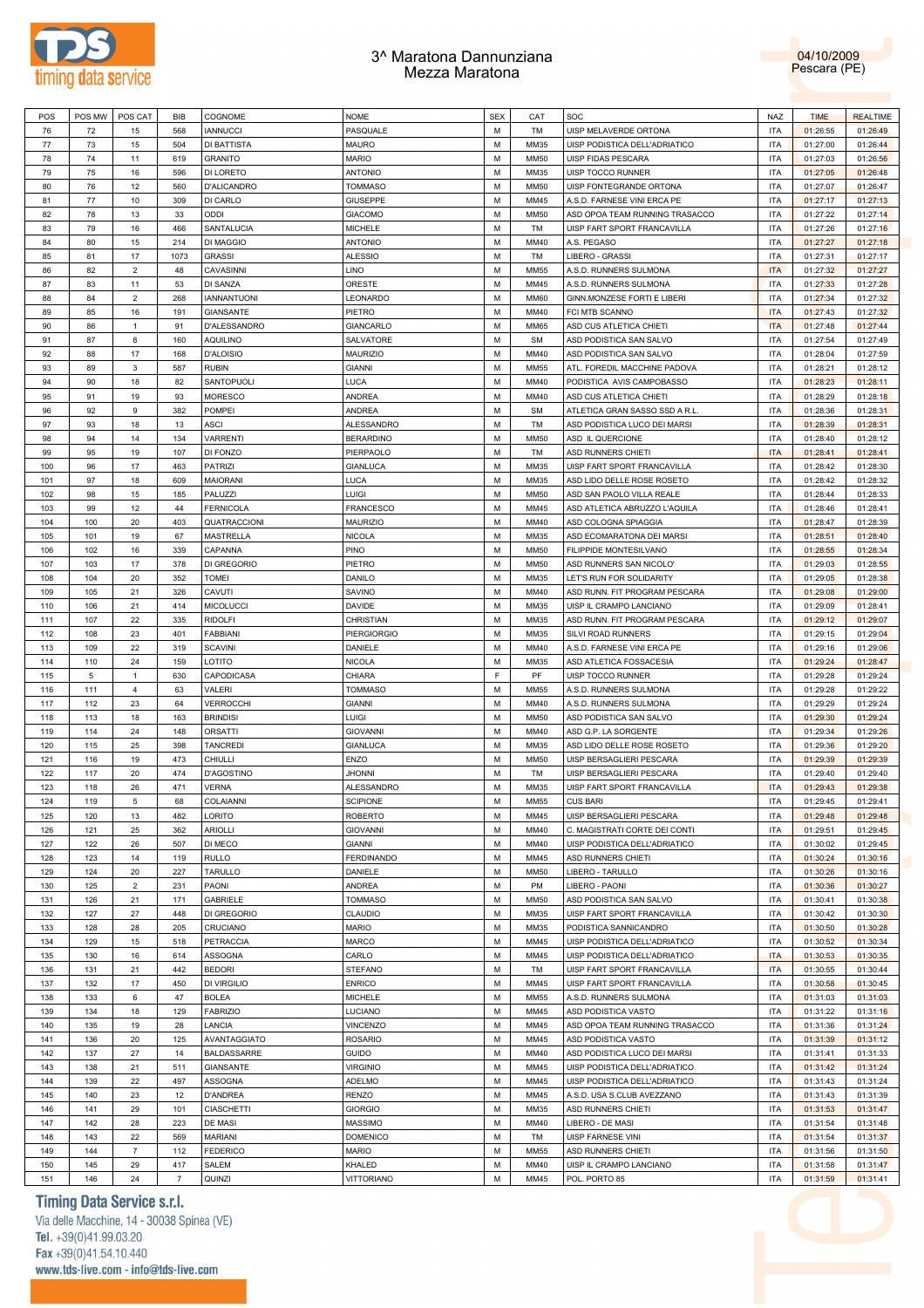# 3^ Maratona Dannunziana
## Mezza Maratona

04/10/2009
Pescara (PE)

| POS | POS MW | POS CAT | BIB | COGNOME | NOME | SEX | CAT | SOC | NAZ | TIME | REALTIME |
|---|---|---|---|---|---|---|---|---|---|---|---|
| 76 | 72 | 15 | 568 | IANNUCCI | PASQUALE | M | TM | UISP MELAVERDE ORTONA | ITA | 01:26:55 | 01:26:49 |
| 77 | 73 | 15 | 504 | DI BATTISTA | MAURO | M | MM35 | UISP PODISTICA DELL'ADRIATICO | ITA | 01:27:00 | 01:26:44 |
| 78 | 74 | 11 | 619 | GRANITO | MARIO | M | MM50 | UISP FIDAS PESCARA | ITA | 01:27:03 | 01:26:56 |
| 79 | 75 | 16 | 596 | DI LORETO | ANTONIO | M | MM35 | UISP TOCCO RUNNER | ITA | 01:27:05 | 01:26:48 |
| 80 | 76 | 12 | 560 | D'ALICANDRO | TOMMASO | M | MM50 | UISP FONTEGRANDE ORTONA | ITA | 01:27:07 | 01:26:47 |
| 81 | 77 | 10 | 309 | DI CARLO | GIUSEPPE | M | MM45 | A.S.D. FARNESE VINI ERCA PE | ITA | 01:27:17 | 01:27:13 |
| 82 | 78 | 13 | 33 | ODDI | GIACOMO | M | MM50 | ASD OPOA TEAM RUNNING TRASACCO | ITA | 01:27:22 | 01:27:14 |
| 83 | 79 | 16 | 466 | SANTALUCIA | MICHELE | M | TM | UISP FART SPORT FRANCAVILLA | ITA | 01:27:26 | 01:27:16 |
| 84 | 80 | 15 | 214 | DI MAGGIO | ANTONIO | M | MM40 | A.S. PEGASO | ITA | 01:27:27 | 01:27:18 |
| 85 | 81 | 17 | 1073 | GRASSI | ALESSIO | M | TM | LIBERO - GRASSI | ITA | 01:27:31 | 01:27:17 |
| 86 | 82 | 2 | 48 | CAVASINNI | LINO | M | MM55 | A.S.D. RUNNERS SULMONA | ITA | 01:27:32 | 01:27:27 |
| 87 | 83 | 11 | 53 | DI SANZA | ORESTE | M | MM45 | A.S.D. RUNNERS SULMONA | ITA | 01:27:33 | 01:27:28 |
| 88 | 84 | 2 | 268 | IANNANTUONI | LEONARDO | M | MM60 | GINN.MONZESE FORTI E LIBERI | ITA | 01:27:34 | 01:27:32 |
| 89 | 85 | 16 | 191 | GIANSANTE | PIETRO | M | MM40 | FCI MTB SCANNO | ITA | 01:27:43 | 01:27:32 |
| 90 | 86 | 1 | 91 | D'ALESSANDRO | GIANCARLO | M | MM65 | ASD CUS ATLETICA CHIETI | ITA | 01:27:48 | 01:27:44 |
| 91 | 87 | 8 | 160 | AQUILINO | SALVATORE | M | SM | ASD PODISTICA SAN SALVO | ITA | 01:27:54 | 01:27:49 |
| 92 | 88 | 17 | 168 | D'ALOISIO | MAURIZIO | M | MM40 | ASD PODISTICA SAN SALVO | ITA | 01:28:04 | 01:27:59 |
| 93 | 89 | 3 | 587 | RUBIN | GIANNI | M | MM55 | ATL. FOREDIL MACCHINE PADOVA | ITA | 01:28:21 | 01:28:12 |
| 94 | 90 | 18 | 82 | SANTOPUOLI | LUCA | M | MM40 | PODISTICA AVIS CAMPOBASSO | ITA | 01:28:23 | 01:28:11 |
| 95 | 91 | 19 | 93 | MORESCO | ANDREA | M | MM40 | ASD CUS ATLETICA CHIETI | ITA | 01:28:29 | 01:28:18 |
| 96 | 92 | 9 | 382 | POMPEI | ANDREA | M | SM | ATLETICA GRAN SASSO SSD A R.L. | ITA | 01:28:36 | 01:28:31 |
| 97 | 93 | 18 | 13 | ASCI | ALESSANDRO | M | TM | ASD PODISTICA LUCO DEI MARSI | ITA | 01:28:39 | 01:28:31 |
| 98 | 94 | 14 | 134 | VARRENTI | BERARDINO | M | MM50 | ASD IL QUERCIONE | ITA | 01:28:40 | 01:28:12 |
| 99 | 95 | 19 | 107 | DI FONZO | PIERPAOLO | M | TM | ASD RUNNERS CHIETI | ITA | 01:28:41 | 01:28:41 |
| 100 | 96 | 17 | 463 | PATRIZI | GIANLUCA | M | MM35 | UISP FART SPORT FRANCAVILLA | ITA | 01:28:42 | 01:28:30 |
| 101 | 97 | 18 | 609 | MAIORANI | LUCA | M | MM35 | ASD LIDO DELLE ROSE ROSETO | ITA | 01:28:42 | 01:28:32 |
| 102 | 98 | 15 | 185 | PALUZZI | LUIGI | M | MM50 | ASD SAN PAOLO VILLA REALE | ITA | 01:28:44 | 01:28:33 |
| 103 | 99 | 12 | 44 | FERNICOLA | FRANCESCO | M | MM45 | ASD ATLETICA ABRUZZO L'AQUILA | ITA | 01:28:46 | 01:28:41 |
| 104 | 100 | 20 | 403 | QUATRACCIONI | MAURIZIO | M | MM40 | ASD COLOGNA SPIAGGIA | ITA | 01:28:47 | 01:28:39 |
| 105 | 101 | 19 | 67 | MASTRELLA | NICOLA | M | MM35 | ASD ECOMARATONA DEI MARSI | ITA | 01:28:51 | 01:28:40 |
| 106 | 102 | 16 | 339 | CAPANNA | PINO | M | MM50 | FILIPPIDE MONTESILVANO | ITA | 01:28:55 | 01:28:34 |
| 107 | 103 | 17 | 378 | DI GREGORIO | PIETRO | M | MM50 | ASD RUNNERS SAN NICOLO' | ITA | 01:29:03 | 01:28:55 |
| 108 | 104 | 20 | 352 | TOMEI | DANILO | M | MM35 | LET'S RUN FOR SOLIDARITY | ITA | 01:29:05 | 01:28:38 |
| 109 | 105 | 21 | 326 | CAVUTI | SAVINO | M | MM40 | ASD RUNN. FIT PROGRAM PESCARA | ITA | 01:29:08 | 01:29:00 |
| 110 | 106 | 21 | 414 | MICOLUCCI | DAVIDE | M | MM35 | UISP IL CRAMPO LANCIANO | ITA | 01:29:09 | 01:28:41 |
| 111 | 107 | 22 | 335 | RIDOLFI | CHRISTIAN | M | MM35 | ASD RUNN. FIT PROGRAM PESCARA | ITA | 01:29:12 | 01:29:07 |
| 112 | 108 | 23 | 401 | FABBIANI | PIERGIORGIO | M | MM35 | SILVI ROAD RUNNERS | ITA | 01:29:15 | 01:29:04 |
| 113 | 109 | 22 | 319 | SCAVINI | DANIELE | M | MM40 | A.S.D. FARNESE VINI ERCA PE | ITA | 01:29:16 | 01:29:06 |
| 114 | 110 | 24 | 159 | LOTITO | NICOLA | M | MM35 | ASD ATLETICA FOSSACESIA | ITA | 01:29:24 | 01:28:47 |
| 115 | 5 | 1 | 630 | CAPODICASA | CHIARA | F | PF | UISP TOCCO RUNNER | ITA | 01:29:28 | 01:29:24 |
| 116 | 111 | 4 | 63 | VALERI | TOMMASO | M | MM55 | A.S.D. RUNNERS SULMONA | ITA | 01:29:28 | 01:29:22 |
| 117 | 112 | 23 | 64 | VERROCCHI | GIANNI | M | MM40 | A.S.D. RUNNERS SULMONA | ITA | 01:29:29 | 01:29:24 |
| 118 | 113 | 18 | 163 | BRINDISI | LUIGI | M | MM50 | ASD PODISTICA SAN SALVO | ITA | 01:29:30 | 01:29:24 |
| 119 | 114 | 24 | 148 | ORSATTI | GIOVANNI | M | MM40 | ASD G.P. LA SORGENTE | ITA | 01:29:34 | 01:29:26 |
| 120 | 115 | 25 | 398 | TANCREDI | GIANLUCA | M | MM35 | ASD LIDO DELLE ROSE ROSETO | ITA | 01:29:36 | 01:29:20 |
| 121 | 116 | 19 | 473 | CHIULLI | ENZO | M | MM50 | UISP BERSAGLIERI PESCARA | ITA | 01:29:39 | 01:29:39 |
| 122 | 117 | 20 | 474 | D'AGOSTINO | JHONNI | M | TM | UISP BERSAGLIERI PESCARA | ITA | 01:29:40 | 01:29:40 |
| 123 | 118 | 26 | 471 | VERNA | ALESSANDRO | M | MM35 | UISP FART SPORT FRANCAVILLA | ITA | 01:29:43 | 01:29:38 |
| 124 | 119 | 5 | 68 | COLAIANNI | SCIPIONE | M | MM55 | CUS BARI | ITA | 01:29:45 | 01:29:41 |
| 125 | 120 | 13 | 482 | LORITO | ROBERTO | M | MM45 | UISP BERSAGLIERI PESCARA | ITA | 01:29:48 | 01:29:48 |
| 126 | 121 | 25 | 362 | ARIOLLI | GIOVANNI | M | MM40 | C. MAGISTRATI CORTE DEI CONTI | ITA | 01:29:51 | 01:29:45 |
| 127 | 122 | 26 | 507 | DI MECO | GIANNI | M | MM40 | UISP PODISTICA DELL'ADRIATICO | ITA | 01:30:02 | 01:29:45 |
| 128 | 123 | 14 | 119 | RULLO | FERDINANDO | M | MM45 | ASD RUNNERS CHIETI | ITA | 01:30:24 | 01:30:16 |
| 129 | 124 | 20 | 227 | TARULLO | DANIELE | M | MM50 | LIBERO - TARULLO | ITA | 01:30:26 | 01:30:16 |
| 130 | 125 | 2 | 231 | PAONI | ANDREA | M | PM | LIBERO - PAONI | ITA | 01:30:36 | 01:30:27 |
| 131 | 126 | 21 | 171 | GABRIELE | TOMMASO | M | MM50 | ASD PODISTICA SAN SALVO | ITA | 01:30:41 | 01:30:38 |
| 132 | 127 | 27 | 448 | DI GREGORIO | CLAUDIO | M | MM35 | UISP FART SPORT FRANCAVILLA | ITA | 01:30:42 | 01:30:30 |
| 133 | 128 | 28 | 205 | CRUCIANO | MARIO | M | MM35 | PODISTICA SANNICANDRO | ITA | 01:30:50 | 01:30:28 |
| 134 | 129 | 15 | 518 | PETRACCIA | MARCO | M | MM45 | UISP PODISTICA DELL'ADRIATICO | ITA | 01:30:52 | 01:30:34 |
| 135 | 130 | 16 | 614 | ASSOGNA | CARLO | M | MM45 | UISP PODISTICA DELL'ADRIATICO | ITA | 01:30:53 | 01:30:35 |
| 136 | 131 | 21 | 442 | BEDORI | STEFANO | M | TM | UISP FART SPORT FRANCAVILLA | ITA | 01:30:55 | 01:30:44 |
| 137 | 132 | 17 | 450 | DI VIRGILIO | ENRICO | M | MM45 | UISP FART SPORT FRANCAVILLA | ITA | 01:30:58 | 01:30:45 |
| 138 | 133 | 6 | 47 | BOLEA | MICHELE | M | MM55 | A.S.D. RUNNERS SULMONA | ITA | 01:31:03 | 01:31:03 |
| 139 | 134 | 18 | 129 | FABRIZIO | LUCIANO | M | MM45 | ASD PODISTICA VASTO | ITA | 01:31:22 | 01:31:16 |
| 140 | 135 | 19 | 28 | LANCIA | VINCENZO | M | MM45 | ASD OPOA TEAM RUNNING TRASACCO | ITA | 01:31:36 | 01:31:24 |
| 141 | 136 | 20 | 125 | AVANTAGGIATO | ROSARIO | M | MM45 | ASD PODISTICA VASTO | ITA | 01:31:39 | 01:31:12 |
| 142 | 137 | 27 | 14 | BALDASSARRE | GUIDO | M | MM40 | ASD PODISTICA LUCO DEI MARSI | ITA | 01:31:41 | 01:31:33 |
| 143 | 138 | 21 | 511 | GIANSANTE | VIRGINIO | M | MM45 | UISP PODISTICA DELL'ADRIATICO | ITA | 01:31:42 | 01:31:24 |
| 144 | 139 | 22 | 497 | ASSOGNA | ADELMO | M | MM45 | UISP PODISTICA DELL'ADRIATICO | ITA | 01:31:43 | 01:31:24 |
| 145 | 140 | 23 | 12 | D'ANDREA | RENZO | M | MM45 | A.S.D. USA S.CLUB AVEZZANO | ITA | 01:31:43 | 01:31:39 |
| 146 | 141 | 29 | 101 | CIASCHETTI | GIORGIO | M | MM35 | ASD RUNNERS CHIETI | ITA | 01:31:53 | 01:31:47 |
| 147 | 142 | 28 | 223 | DE MASI | MASSIMO | M | MM40 | LIBERO - DE MASI | ITA | 01:31:54 | 01:31:48 |
| 148 | 143 | 22 | 569 | MARIANI | DOMENICO | M | TM | UISP FARNESE VINI | ITA | 01:31:54 | 01:31:37 |
| 149 | 144 | 7 | 112 | FEDERICO | MARIO | M | MM55 | ASD RUNNERS CHIETI | ITA | 01:31:56 | 01:31:50 |
| 150 | 145 | 29 | 417 | SALEM | KHALED | M | MM40 | UISP IL CRAMPO LANCIANO | ITA | 01:31:58 | 01:31:47 |
| 151 | 146 | 24 | 7 | QUINZI | VITTORIANO | M | MM45 | POL. PORTO 85 | ITA | 01:31:59 | 01:31:41 |

**Timing Data Service s.r.l.**
Via delle Macchine, 14 - 30038 Spinea (VE)
Tel. +39(0)41.99.03.20
Fax +39(0)41.54.10.440
www.tds-live.com - info@tds-live.com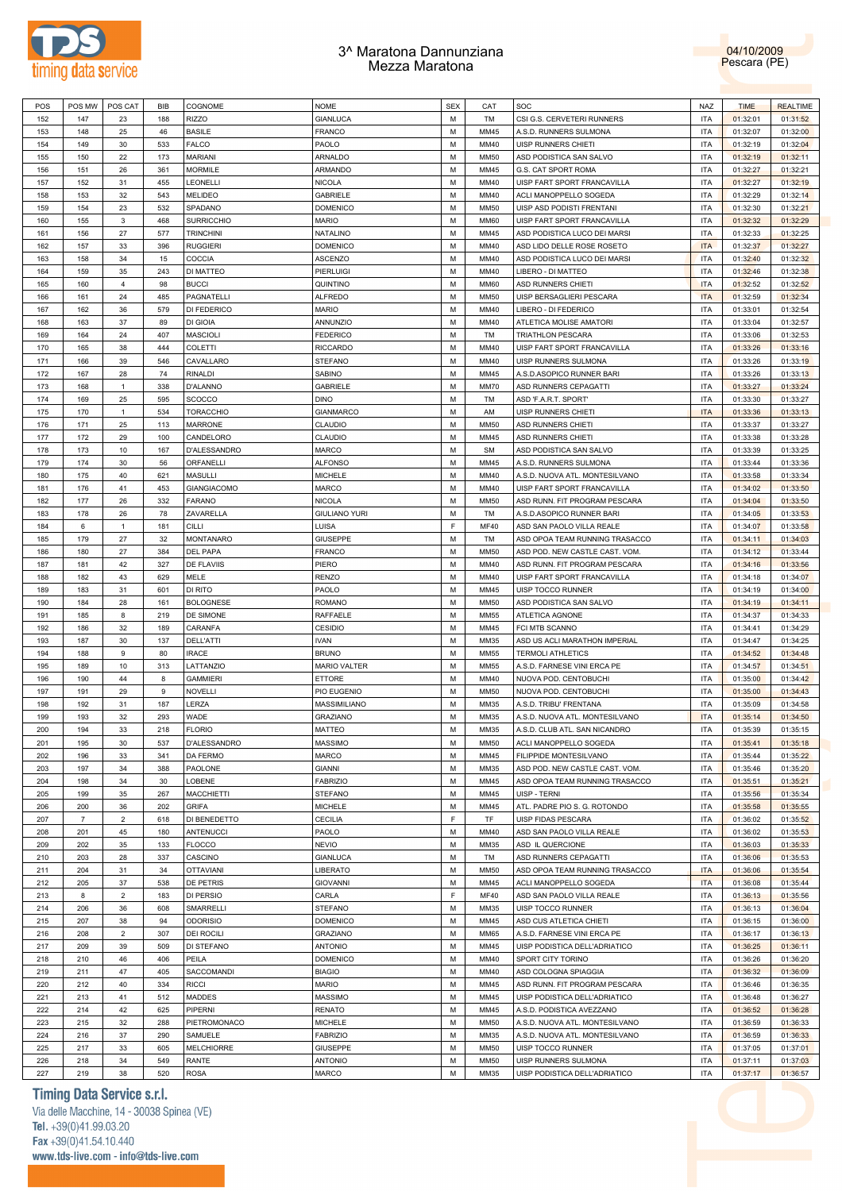# 3^ Maratona Dannunziana
## Mezza Maratona

04/10/2009
Pescara (PE)

| POS | POS MW | POS CAT | BIB | COGNOME | NOME | SEX | CAT | SOC | NAZ | TIME | REALTIME |
|---|---|---|---|---|---|---|---|---|---|---|---|
| 152 | 147 | 23 | 188 | RIZZO | GIANLUCA | M | TM | CSI G.S. CERVETERI RUNNERS | ITA | 01:32:01 | 01:31:52 |
| 153 | 148 | 25 | 46 | BASILE | FRANCO | M | MM45 | A.S.D. RUNNERS SULMONA | ITA | 01:32:07 | 01:32:00 |
| 154 | 149 | 30 | 533 | FALCO | PAOLO | M | MM40 | UISP RUNNERS CHIETI | ITA | 01:32:19 | 01:32:04 |
| 155 | 150 | 22 | 173 | MARIANI | ARNALDO | M | MM50 | ASD PODISTICA SAN SALVO | ITA | 01:32:19 | 01:32:11 |
| 156 | 151 | 26 | 361 | MORMILE | ARMANDO | M | MM45 | G.S. CAT SPORT ROMA | ITA | 01:32:27 | 01:32:21 |
| 157 | 152 | 31 | 455 | LEONELLI | NICOLA | M | MM40 | UISP FART SPORT FRANCAVILLA | ITA | 01:32:27 | 01:32:19 |
| 158 | 153 | 32 | 543 | MELIDEO | GABRIELE | M | MM40 | ACLI MANOPPELLO SOGEDA | ITA | 01:32:29 | 01:32:14 |
| 159 | 154 | 23 | 532 | SPADANO | DOMENICO | M | MM50 | UISP ASD PODISTI FRENTANI | ITA | 01:32:30 | 01:32:21 |
| 160 | 155 | 3 | 468 | SURRICCHIO | MARIO | M | MM60 | UISP FART SPORT FRANCAVILLA | ITA | 01:32:32 | 01:32:29 |
| 161 | 156 | 27 | 577 | TRINCHINI | NATALINO | M | MM45 | ASD PODISTICA LUCO DEI MARSI | ITA | 01:32:33 | 01:32:25 |
| 162 | 157 | 33 | 396 | RUGGIERI | DOMENICO | M | MM40 | ASD LIDO DELLE ROSE ROSETO | ITA | 01:32:37 | 01:32:27 |
| 163 | 158 | 34 | 15 | COCCIA | ASCENZO | M | MM40 | ASD PODISTICA LUCO DEI MARSI | ITA | 01:32:40 | 01:32:32 |
| 164 | 159 | 35 | 243 | DI MATTEO | PIERLUIGI | M | MM40 | LIBERO - DI MATTEO | ITA | 01:32:46 | 01:32:38 |
| 165 | 160 | 4 | 98 | BUCCI | QUINTINO | M | MM60 | ASD RUNNERS CHIETI | ITA | 01:32:52 | 01:32:52 |
| 166 | 161 | 24 | 485 | PAGNATELLI | ALFREDO | M | MM50 | UISP BERSAGLIERI PESCARA | ITA | 01:32:59 | 01:32:34 |
| 167 | 162 | 36 | 579 | DI FEDERICO | MARIO | M | MM40 | LIBERO - DI FEDERICO | ITA | 01:33:01 | 01:32:54 |
| 168 | 163 | 37 | 89 | DI GIOIA | ANNUNZIO | M | MM40 | ATLETICA MOLISE AMATORI | ITA | 01:33:04 | 01:32:57 |
| 169 | 164 | 24 | 407 | MASCIOLI | FEDERICO | M | TM | TRIATHLON PESCARA | ITA | 01:33:06 | 01:32:53 |
| 170 | 165 | 38 | 444 | COLETTI | RICCARDO | M | MM40 | UISP FART SPORT FRANCAVILLA | ITA | 01:33:26 | 01:33:16 |
| 171 | 166 | 39 | 546 | CAVALLARO | STEFANO | M | MM40 | UISP RUNNERS SULMONA | ITA | 01:33:26 | 01:33:19 |
| 172 | 167 | 28 | 74 | RINALDI | SABINO | M | MM45 | A.S.D.ASOPICO RUNNER BARI | ITA | 01:33:26 | 01:33:13 |
| 173 | 168 | 1 | 338 | D'ALANNO | GABRIELE | M | MM70 | ASD RUNNERS CEPAGATTI | ITA | 01:33:27 | 01:33:24 |
| 174 | 169 | 25 | 595 | SCOCCO | DINO | M | TM | ASD 'F.A.R.T. SPORT' | ITA | 01:33:30 | 01:33:27 |
| 175 | 170 | 1 | 534 | TORACCHIO | GIANMARCO | M | AM | UISP RUNNERS CHIETI | ITA | 01:33:36 | 01:33:13 |
| 176 | 171 | 25 | 113 | MARRONE | CLAUDIO | M | MM50 | ASD RUNNERS CHIETI | ITA | 01:33:37 | 01:33:27 |
| 177 | 172 | 29 | 100 | CANDELORO | CLAUDIO | M | MM45 | ASD RUNNERS CHIETI | ITA | 01:33:38 | 01:33:28 |
| 178 | 173 | 10 | 167 | D'ALESSANDRO | MARCO | M | SM | ASD PODISTICA SAN SALVO | ITA | 01:33:39 | 01:33:25 |
| 179 | 174 | 30 | 56 | ORFANELLI | ALFONSO | M | MM45 | A.S.D. RUNNERS SULMONA | ITA | 01:33:44 | 01:33:36 |
| 180 | 175 | 40 | 621 | MASULLI | MICHELE | M | MM40 | A.S.D. NUOVA ATL. MONTESILVANO | ITA | 01:33:58 | 01:33:34 |
| 181 | 176 | 41 | 453 | GIANGIACOMO | MARCO | M | MM40 | UISP FART SPORT FRANCAVILLA | ITA | 01:34:02 | 01:33:50 |
| 182 | 177 | 26 | 332 | FARANO | NICOLA | M | MM50 | ASD RUNN. FIT PROGRAM PESCARA | ITA | 01:34:04 | 01:33:50 |
| 183 | 178 | 26 | 78 | ZAVARELLA | GIULIANO YURI | M | TM | A.S.D.ASOPICO RUNNER BARI | ITA | 01:34:05 | 01:33:53 |
| 184 | 6 | 1 | 181 | CILLI | LUISA | F | MF40 | ASD SAN PAOLO VILLA REALE | ITA | 01:34:07 | 01:33:58 |
| 185 | 179 | 27 | 32 | MONTANARO | GIUSEPPE | M | TM | ASD OPOA TEAM RUNNING TRASACCO | ITA | 01:34:11 | 01:34:03 |
| 186 | 180 | 27 | 384 | DEL PAPA | FRANCO | M | MM50 | ASD POD. NEW CASTLE CAST. VOM. | ITA | 01:34:12 | 01:33:44 |
| 187 | 181 | 42 | 327 | DE FLAVIIS | PIERO | M | MM40 | ASD RUNN. FIT PROGRAM PESCARA | ITA | 01:34:16 | 01:33:56 |
| 188 | 182 | 43 | 629 | MELE | RENZO | M | MM40 | UISP FART SPORT FRANCAVILLA | ITA | 01:34:18 | 01:34:07 |
| 189 | 183 | 31 | 601 | DI RITO | PAOLO | M | MM45 | UISP TOCCO RUNNER | ITA | 01:34:19 | 01:34:00 |
| 190 | 184 | 28 | 161 | BOLOGNESE | ROMANO | M | MM50 | ASD PODISTICA SAN SALVO | ITA | 01:34:19 | 01:34:11 |
| 191 | 185 | 8 | 219 | DE SIMONE | RAFFAELE | M | MM55 | ATLETICA AGNONE | ITA | 01:34:37 | 01:34:33 |
| 192 | 186 | 32 | 189 | CARANFA | CESIDIO | M | MM45 | FCI MTB SCANNO | ITA | 01:34:41 | 01:34:29 |
| 193 | 187 | 30 | 137 | DELL'ATTI | IVAN | M | MM35 | ASD US ACLI MARATHON IMPERIAL | ITA | 01:34:47 | 01:34:25 |
| 194 | 188 | 9 | 80 | IRACE | BRUNO | M | MM55 | TERMOLI ATHLETICS | ITA | 01:34:52 | 01:34:48 |
| 195 | 189 | 10 | 313 | LATTANZIO | MARIO VALTER | M | MM55 | A.S.D. FARNESE VINI ERCA PE | ITA | 01:34:57 | 01:34:51 |
| 196 | 190 | 44 | 8 | GAMMIERI | ETTORE | M | MM40 | NUOVA POD. CENTOBUCHI | ITA | 01:35:00 | 01:34:42 |
| 197 | 191 | 29 | 9 | NOVELLI | PIO EUGENIO | M | MM50 | NUOVA POD. CENTOBUCHI | ITA | 01:35:00 | 01:34:43 |
| 198 | 192 | 31 | 187 | LERZA | MASSIMILIANO | M | MM35 | A.S.D. TRIBU' FRENTANA | ITA | 01:35:09 | 01:34:58 |
| 199 | 193 | 32 | 293 | WADE | GRAZIANO | M | MM35 | A.S.D. NUOVA ATL. MONTESILVANO | ITA | 01:35:14 | 01:34:50 |
| 200 | 194 | 33 | 218 | FLORIO | MATTEO | M | MM35 | A.S.D. CLUB ATL. SAN NICANDRO | ITA | 01:35:39 | 01:35:15 |
| 201 | 195 | 30 | 537 | D'ALESSANDRO | MASSIMO | M | MM50 | ACLI MANOPPELLO SOGEDA | ITA | 01:35:41 | 01:35:18 |
| 202 | 196 | 33 | 341 | DA FERMO | MARCO | M | MM45 | FILIPPIDE MONTESILVANO | ITA | 01:35:44 | 01:35:22 |
| 203 | 197 | 34 | 388 | PAOLONE | GIANNI | M | MM35 | ASD POD. NEW CASTLE CAST. VOM. | ITA | 01:35:46 | 01:35:20 |
| 204 | 198 | 34 | 30 | LOBENE | FABRIZIO | M | MM45 | ASD OPOA TEAM RUNNING TRASACCO | ITA | 01:35:51 | 01:35:21 |
| 205 | 199 | 35 | 267 | MACCHIETTI | STEFANO | M | MM45 | UISP - TERNI | ITA | 01:35:56 | 01:35:34 |
| 206 | 200 | 36 | 202 | GRIFA | MICHELE | M | MM45 | ATL. PADRE PIO S. G. ROTONDO | ITA | 01:35:58 | 01:35:55 |
| 207 | 7 | 2 | 618 | DI BENEDETTO | CECILIA | F | TF | UISP FIDAS PESCARA | ITA | 01:36:02 | 01:35:52 |
| 208 | 201 | 45 | 180 | ANTENUCCI | PAOLO | M | MM40 | ASD SAN PAOLO VILLA REALE | ITA | 01:36:02 | 01:35:53 |
| 209 | 202 | 35 | 133 | FLOCCO | NEVIO | M | MM35 | ASD IL QUERCIONE | ITA | 01:36:03 | 01:35:33 |
| 210 | 203 | 28 | 337 | CASCINO | GIANLUCA | M | TM | ASD RUNNERS CEPAGATTI | ITA | 01:36:06 | 01:35:53 |
| 211 | 204 | 31 | 34 | OTTAVIANI | LIBERATO | M | MM50 | ASD OPOA TEAM RUNNING TRASACCO | ITA | 01:36:06 | 01:35:54 |
| 212 | 205 | 37 | 538 | DE PETRIS | GIOVANNI | M | MM45 | ACLI MANOPPELLO SOGEDA | ITA | 01:36:08 | 01:35:44 |
| 213 | 8 | 2 | 183 | DI PERSIO | CARLA | F | MF40 | ASD SAN PAOLO VILLA REALE | ITA | 01:36:13 | 01:35:56 |
| 214 | 206 | 36 | 608 | SMARRELLI | STEFANO | M | MM35 | UISP TOCCO RUNNER | ITA | 01:36:13 | 01:36:04 |
| 215 | 207 | 38 | 94 | ODORISIO | DOMENICO | M | MM45 | ASD CUS ATLETICA CHIETI | ITA | 01:36:15 | 01:36:00 |
| 216 | 208 | 2 | 307 | DEI ROCILI | GRAZIANO | M | MM65 | A.S.D. FARNESE VINI ERCA PE | ITA | 01:36:17 | 01:36:13 |
| 217 | 209 | 39 | 509 | DI STEFANO | ANTONIO | M | MM45 | UISP PODISTICA DELL'ADRIATICO | ITA | 01:36:25 | 01:36:11 |
| 218 | 210 | 46 | 406 | PEILA | DOMENICO | M | MM40 | SPORT CITY TORINO | ITA | 01:36:26 | 01:36:20 |
| 219 | 211 | 47 | 405 | SACCOMANDI | BIAGIO | M | MM40 | ASD COLOGNA SPIAGGIA | ITA | 01:36:32 | 01:36:09 |
| 220 | 212 | 40 | 334 | RICCI | MARIO | M | MM45 | ASD RUNN. FIT PROGRAM PESCARA | ITA | 01:36:46 | 01:36:35 |
| 221 | 213 | 41 | 512 | MADDES | MASSIMO | M | MM45 | UISP PODISTICA DELL'ADRIATICO | ITA | 01:36:48 | 01:36:27 |
| 222 | 214 | 42 | 625 | PIPERNI | RENATO | M | MM45 | A.S.D. PODISTICA AVEZZANO | ITA | 01:36:52 | 01:36:28 |
| 223 | 215 | 32 | 288 | PIETROMONACO | MICHELE | M | MM50 | A.S.D. NUOVA ATL. MONTESILVANO | ITA | 01:36:59 | 01:36:33 |
| 224 | 216 | 37 | 290 | SAMUELE | FABRIZIO | M | MM35 | A.S.D. NUOVA ATL. MONTESILVANO | ITA | 01:36:59 | 01:36:33 |
| 225 | 217 | 33 | 605 | MELCHIORRE | GIUSEPPE | M | MM50 | UISP TOCCO RUNNER | ITA | 01:37:05 | 01:37:01 |
| 226 | 218 | 34 | 549 | RANTE | ANTONIO | M | MM50 | UISP RUNNERS SULMONA | ITA | 01:37:11 | 01:37:03 |
| 227 | 219 | 38 | 520 | ROSA | MARCO | M | MM35 | UISP PODISTICA DELL'ADRIATICO | ITA | 01:37:17 | 01:36:57 |

**Timing Data Service s.r.l.**
Via delle Macchine, 14 - 30038 Spinea (VE)
Tel. +39(0)41.99.03.20
Fax +39(0)41.54.10.440
www.tds-live.com - info@tds-live.com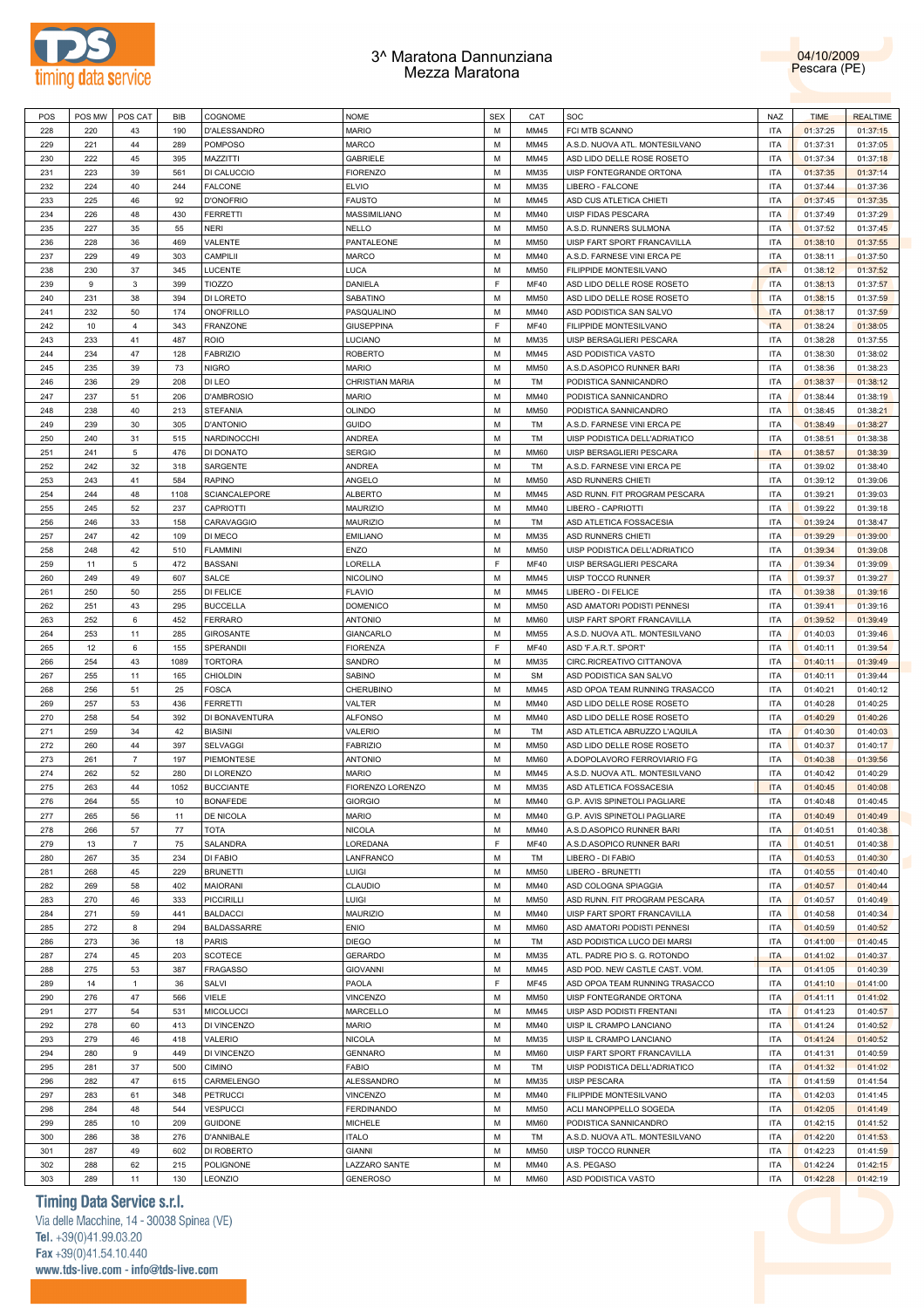# 3^ Maratona Dannunziana
## Mezza Maratona

04/10/2009
Pescara (PE)

| POS | POS MW | POS CAT | BIB | COGNOME | NOME | SEX | CAT | SOC | NAZ | TIME | REALTIME |
|---|---|---|---|---|---|---|---|---|---|---|---|
| 228 | 220 | 43 | 190 | D'ALESSANDRO | MARIO | M | MM45 | FCI MTB SCANNO | ITA | 01:37:25 | 01:37:15 |
| 229 | 221 | 44 | 289 | POMPOSO | MARCO | M | MM45 | A.S.D. NUOVA ATL. MONTESILVANO | ITA | 01:37:31 | 01:37:05 |
| 230 | 222 | 45 | 395 | MAZZITTI | GABRIELE | M | MM45 | ASD LIDO DELLE ROSE ROSETO | ITA | 01:37:34 | 01:37:18 |
| 231 | 223 | 39 | 561 | DI CALUCCIO | FIORENZO | M | MM35 | UISP FONTEGRANDE ORTONA | ITA | 01:37:35 | 01:37:14 |
| 232 | 224 | 40 | 244 | FALCONE | ELVIO | M | MM35 | LIBERO - FALCONE | ITA | 01:37:44 | 01:37:36 |
| 233 | 225 | 46 | 92 | D'ONOFRIO | FAUSTO | M | MM45 | ASD CUS ATLETICA CHIETI | ITA | 01:37:45 | 01:37:35 |
| 234 | 226 | 48 | 430 | FERRETTI | MASSIMILIANO | M | MM40 | UISP FIDAS PESCARA | ITA | 01:37:49 | 01:37:29 |
| 235 | 227 | 35 | 55 | NERI | NELLO | M | MM50 | A.S.D. RUNNERS SULMONA | ITA | 01:37:52 | 01:37:45 |
| 236 | 228 | 36 | 469 | VALENTE | PANTALEONE | M | MM50 | UISP FART SPORT FRANCAVILLA | ITA | 01:38:10 | 01:37:55 |
| 237 | 229 | 49 | 303 | CAMPILII | MARCO | M | MM40 | A.S.D. FARNESE VINI ERCA PE | ITA | 01:38:11 | 01:37:50 |
| 238 | 230 | 37 | 345 | LUCENTE | LUCA | M | MM50 | FILIPPIDE MONTESILVANO | ITA | 01:38:12 | 01:37:52 |
| 239 | 9 | 3 | 399 | TIOZZO | DANIELA | F | MF40 | ASD LIDO DELLE ROSE ROSETO | ITA | 01:38:13 | 01:37:57 |
| 240 | 231 | 38 | 394 | DI LORETO | SABATINO | M | MM50 | ASD LIDO DELLE ROSE ROSETO | ITA | 01:38:15 | 01:37:59 |
| 241 | 232 | 50 | 174 | ONOFRILLO | PASQUALINO | M | MM40 | ASD PODISTICA SAN SALVO | ITA | 01:38:17 | 01:37:59 |
| 242 | 10 | 4 | 343 | FRANZONE | GIUSEPPINA | F | MF40 | FILIPPIDE MONTESILVANO | ITA | 01:38:24 | 01:38:05 |
| 243 | 233 | 41 | 487 | ROIO | LUCIANO | M | MM35 | UISP BERSAGLIERI PESCARA | ITA | 01:38:28 | 01:37:55 |
| 244 | 234 | 47 | 128 | FABRIZIO | ROBERTO | M | MM45 | ASD PODISTICA VASTO | ITA | 01:38:30 | 01:38:02 |
| 245 | 235 | 39 | 73 | NIGRO | MARIO | M | MM50 | A.S.D.ASOPICO RUNNER BARI | ITA | 01:38:36 | 01:38:23 |
| 246 | 236 | 29 | 208 | DI LEO | CHRISTIAN MARIA | M | TM | PODISTICA SANNICANDRO | ITA | 01:38:37 | 01:38:12 |
| 247 | 237 | 51 | 206 | D'AMBROSIO | MARIO | M | MM40 | PODISTICA SANNICANDRO | ITA | 01:38:44 | 01:38:19 |
| 248 | 238 | 40 | 213 | STEFANIA | OLINDO | M | MM50 | PODISTICA SANNICANDRO | ITA | 01:38:45 | 01:38:21 |
| 249 | 239 | 30 | 305 | D'ANTONIO | GUIDO | M | TM | A.S.D. FARNESE VINI ERCA PE | ITA | 01:38:49 | 01:38:27 |
| 250 | 240 | 31 | 515 | NARDINOCCHI | ANDREA | M | TM | UISP PODISTICA DELL'ADRIATICO | ITA | 01:38:51 | 01:38:38 |
| 251 | 241 | 5 | 476 | DI DONATO | SERGIO | M | MM60 | UISP BERSAGLIERI PESCARA | ITA | 01:38:57 | 01:38:39 |
| 252 | 242 | 32 | 318 | SARGENTE | ANDREA | M | TM | A.S.D. FARNESE VINI ERCA PE | ITA | 01:39:02 | 01:38:40 |
| 253 | 243 | 41 | 584 | RAPINO | ANGELO | M | MM50 | ASD RUNNERS CHIETI | ITA | 01:39:12 | 01:39:06 |
| 254 | 244 | 48 | 1108 | SCIANCALEPORE | ALBERTO | M | MM45 | ASD RUNN. FIT PROGRAM PESCARA | ITA | 01:39:21 | 01:39:03 |
| 255 | 245 | 52 | 237 | CAPRIOTTI | MAURIZIO | M | MM40 | LIBERO - CAPRIOTTI | ITA | 01:39:22 | 01:39:18 |
| 256 | 246 | 33 | 158 | CARAVAGGIO | MAURIZIO | M | TM | ASD ATLETICA FOSSACESIA | ITA | 01:39:24 | 01:38:47 |
| 257 | 247 | 42 | 109 | DI MECO | EMILIANO | M | MM35 | ASD RUNNERS CHIETI | ITA | 01:39:29 | 01:39:00 |
| 258 | 248 | 42 | 510 | FLAMMINI | ENZO | M | MM50 | UISP PODISTICA DELL'ADRIATICO | ITA | 01:39:34 | 01:39:08 |
| 259 | 11 | 5 | 472 | BASSANI | LORELLA | F | MF40 | UISP BERSAGLIERI PESCARA | ITA | 01:39:34 | 01:39:09 |
| 260 | 249 | 49 | 607 | SALCE | NICOLINO | M | MM45 | UISP TOCCO RUNNER | ITA | 01:39:37 | 01:39:27 |
| 261 | 250 | 50 | 255 | DI FELICE | FLAVIO | M | MM45 | LIBERO - DI FELICE | ITA | 01:39:38 | 01:39:16 |
| 262 | 251 | 43 | 295 | BUCCELLA | DOMENICO | M | MM50 | ASD AMATORI PODISTI PENNESI | ITA | 01:39:41 | 01:39:16 |
| 263 | 252 | 6 | 452 | FERRARO | ANTONIO | M | MM60 | UISP FART SPORT FRANCAVILLA | ITA | 01:39:52 | 01:39:49 |
| 264 | 253 | 11 | 285 | GIROSANTE | GIANCARLO | M | MM55 | A.S.D. NUOVA ATL. MONTESILVANO | ITA | 01:40:03 | 01:39:46 |
| 265 | 12 | 6 | 155 | SPERANDII | FIORENZA | F | MF40 | ASD 'F.A.R.T. SPORT' | ITA | 01:40:11 | 01:39:54 |
| 266 | 254 | 43 | 1089 | TORTORA | SANDRO | M | MM35 | CIRC.RICREATIVO CITTANOVA | ITA | 01:40:11 | 01:39:49 |
| 267 | 255 | 11 | 165 | CHIOLDIN | SABINO | M | SM | ASD PODISTICA SAN SALVO | ITA | 01:40:11 | 01:39:44 |
| 268 | 256 | 51 | 25 | FOSCA | CHERUBINO | M | MM45 | ASD OPOA TEAM RUNNING TRASACCO | ITA | 01:40:21 | 01:40:12 |
| 269 | 257 | 53 | 436 | FERRETTI | VALTER | M | MM40 | ASD LIDO DELLE ROSE ROSETO | ITA | 01:40:28 | 01:40:25 |
| 270 | 258 | 54 | 392 | DI BONAVENTURA | ALFONSO | M | MM40 | ASD LIDO DELLE ROSE ROSETO | ITA | 01:40:29 | 01:40:26 |
| 271 | 259 | 34 | 42 | BIASINI | VALERIO | M | TM | ASD ATLETICA ABRUZZO L'AQUILA | ITA | 01:40:30 | 01:40:03 |
| 272 | 260 | 44 | 397 | SELVAGGI | FABRIZIO | M | MM50 | ASD LIDO DELLE ROSE ROSETO | ITA | 01:40:37 | 01:40:17 |
| 273 | 261 | 7 | 197 | PIEMONTESE | ANTONIO | M | MM60 | A.DOPOLAVORO FERROVIARIO FG | ITA | 01:40:38 | 01:39:56 |
| 274 | 262 | 52 | 280 | DI LORENZO | MARIO | M | MM45 | A.S.D. NUOVA ATL. MONTESILVANO | ITA | 01:40:42 | 01:40:29 |
| 275 | 263 | 44 | 1052 | BUCCIANTE | FIORENZO LORENZO | M | MM35 | ASD ATLETICA FOSSACESIA | ITA | 01:40:45 | 01:40:08 |
| 276 | 264 | 55 | 10 | BONAFEDE | GIORGIO | M | MM40 | G.P. AVIS SPINETOLI PAGLIARE | ITA | 01:40:48 | 01:40:45 |
| 277 | 265 | 56 | 11 | DE NICOLA | MARIO | M | MM40 | G.P. AVIS SPINETOLI PAGLIARE | ITA | 01:40:49 | 01:40:49 |
| 278 | 266 | 57 | 77 | TOTA | NICOLA | M | MM40 | A.S.D.ASOPICO RUNNER BARI | ITA | 01:40:51 | 01:40:38 |
| 279 | 13 | 7 | 75 | SALANDRA | LOREDANA | F | MF40 | A.S.D.ASOPICO RUNNER BARI | ITA | 01:40:51 | 01:40:38 |
| 280 | 267 | 35 | 234 | DI FABIO | LANFRANCO | M | TM | LIBERO - DI FABIO | ITA | 01:40:53 | 01:40:30 |
| 281 | 268 | 45 | 229 | BRUNETTI | LUIGI | M | MM50 | LIBERO - BRUNETTI | ITA | 01:40:55 | 01:40:40 |
| 282 | 269 | 58 | 402 | MAIORANI | CLAUDIO | M | MM40 | ASD COLOGNA SPIAGGIA | ITA | 01:40:57 | 01:40:44 |
| 283 | 270 | 46 | 333 | PICCIRILLI | LUIGI | M | MM50 | ASD RUNN. FIT PROGRAM PESCARA | ITA | 01:40:57 | 01:40:49 |
| 284 | 271 | 59 | 441 | BALDACCI | MAURIZIO | M | MM40 | UISP FART SPORT FRANCAVILLA | ITA | 01:40:58 | 01:40:34 |
| 285 | 272 | 8 | 294 | BALDASSARRE | ENIO | M | MM60 | ASD AMATORI PODISTI PENNESI | ITA | 01:40:59 | 01:40:52 |
| 286 | 273 | 36 | 18 | PARIS | DIEGO | M | TM | ASD PODISTICA LUCO DEI MARSI | ITA | 01:41:00 | 01:40:45 |
| 287 | 274 | 45 | 203 | SCOTECE | GERARDO | M | MM35 | ATL. PADRE PIO S. G. ROTONDO | ITA | 01:41:02 | 01:40:37 |
| 288 | 275 | 53 | 387 | FRAGASSO | GIOVANNI | M | MM45 | ASD POD. NEW CASTLE CAST. VOM. | ITA | 01:41:05 | 01:40:39 |
| 289 | 14 | 1 | 36 | SALVI | PAOLA | F | MF45 | ASD OPOA TEAM RUNNING TRASACCO | ITA | 01:41:10 | 01:41:00 |
| 290 | 276 | 47 | 566 | VIELE | VINCENZO | M | MM50 | UISP FONTEGRANDE ORTONA | ITA | 01:41:11 | 01:41:02 |
| 291 | 277 | 54 | 531 | MICOLUCCI | MARCELLO | M | MM45 | UISP ASD PODISTI FRENTANI | ITA | 01:41:23 | 01:40:57 |
| 292 | 278 | 60 | 413 | DI VINCENZO | MARIO | M | MM40 | UISP IL CRAMPO LANCIANO | ITA | 01:41:24 | 01:40:52 |
| 293 | 279 | 46 | 418 | VALERIO | NICOLA | M | MM35 | UISP IL CRAMPO LANCIANO | ITA | 01:41:24 | 01:40:52 |
| 294 | 280 | 9 | 449 | DI VINCENZO | GENNARO | M | MM60 | UISP FART SPORT FRANCAVILLA | ITA | 01:41:31 | 01:40:59 |
| 295 | 281 | 37 | 500 | CIMINO | FABIO | M | TM | UISP PODISTICA DELL'ADRIATICO | ITA | 01:41:32 | 01:41:02 |
| 296 | 282 | 47 | 615 | CARMELENGO | ALESSANDRO | M | MM35 | UISP PESCARA | ITA | 01:41:59 | 01:41:54 |
| 297 | 283 | 61 | 348 | PETRUCCI | VINCENZO | M | MM40 | FILIPPIDE MONTESILVANO | ITA | 01:42:03 | 01:41:45 |
| 298 | 284 | 48 | 544 | VESPUCCI | FERDINANDO | M | MM50 | ACLI MANOPPELLO SOGEDA | ITA | 01:42:05 | 01:41:49 |
| 299 | 285 | 10 | 209 | GUIDONE | MICHELE | M | MM60 | PODISTICA SANNICANDRO | ITA | 01:42:15 | 01:41:52 |
| 300 | 286 | 38 | 276 | D'ANNIBALE | ITALO | M | TM | A.S.D. NUOVA ATL. MONTESILVANO | ITA | 01:42:20 | 01:41:53 |
| 301 | 287 | 49 | 602 | DI ROBERTO | GIANNI | M | MM50 | UISP TOCCO RUNNER | ITA | 01:42:23 | 01:41:59 |
| 302 | 288 | 62 | 215 | POLIGNONE | LAZZARO SANTE | M | MM40 | A.S. PEGASO | ITA | 01:42:24 | 01:42:15 |
| 303 | 289 | 11 | 130 | LEONZIO | GENEROSO | M | MM60 | ASD PODISTICA VASTO | ITA | 01:42:28 | 01:42:19 |

**Timing Data Service s.r.l.**
Via delle Macchine, 14 - 30038 Spinea (VE)
Tel. +39(0)41.99.03.20
Fax +39(0)41.54.10.440
www.tds-live.com - info@tds-live.com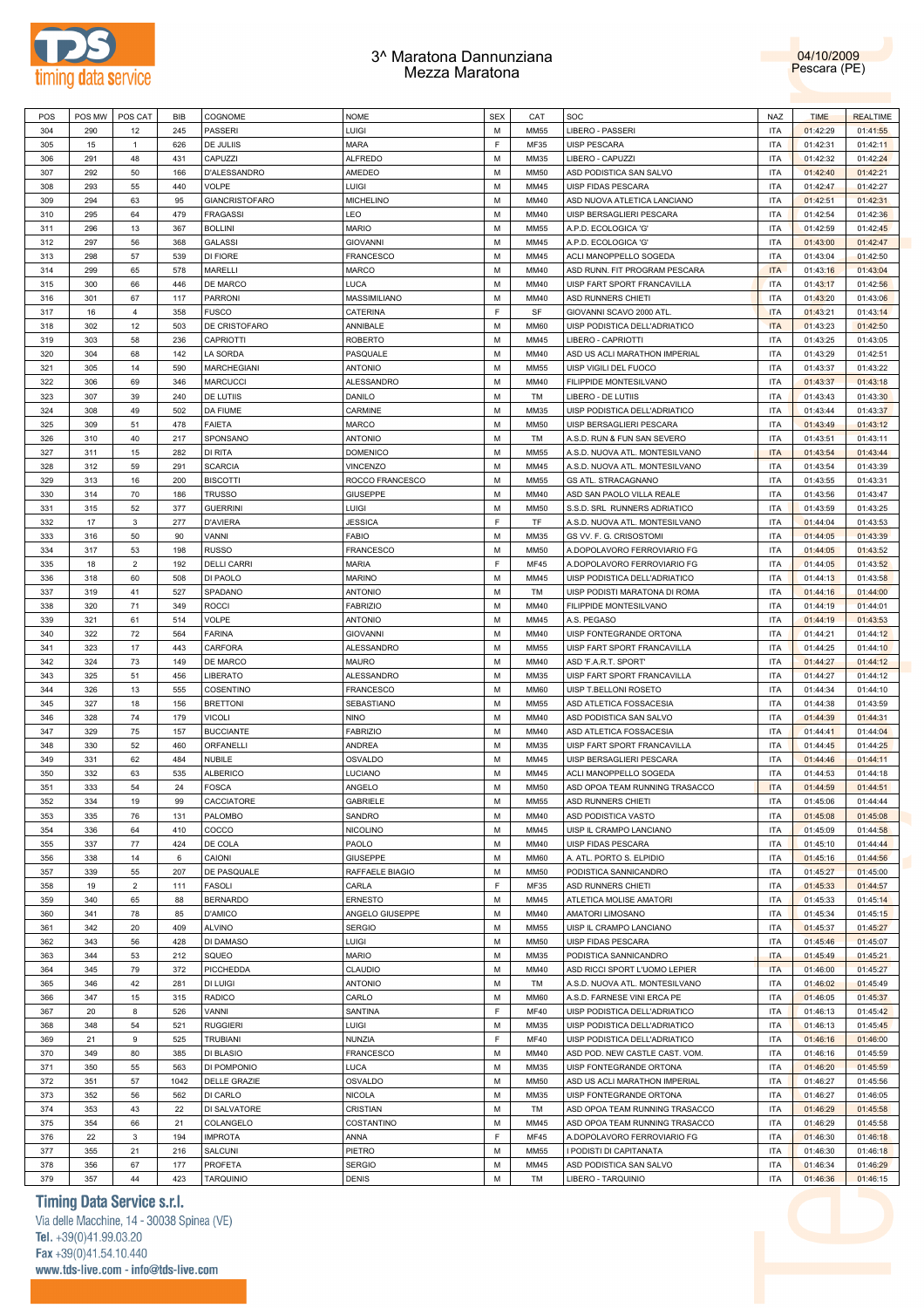# 3^ Maratona Dannunziana
## Mezza Maratona

04/10/2009
Pescara (PE)

| POS | POS MW | POS CAT | BIB | COGNOME | NOME | SEX | CAT | SOC | NAZ | TIME | REALTIME |
|---|---|---|---|---|---|---|---|---|---|---|---|
| 304 | 290 | 12 | 245 | PASSERI | LUIGI | M | MM55 | LIBERO - PASSERI | ITA | 01:42:29 | 01:41:55 |
| 305 | 15 | 1 | 626 | DE JULIIS | MARA | F | MF35 | UISP PESCARA | ITA | 01:42:31 | 01:42:11 |
| 306 | 291 | 48 | 431 | CAPUZZI | ALFREDO | M | MM35 | LIBERO - CAPUZZI | ITA | 01:42:32 | 01:42:24 |
| 307 | 292 | 50 | 166 | D'ALESSANDRO | AMEDEO | M | MM50 | ASD PODISTICA SAN SALVO | ITA | 01:42:40 | 01:42:21 |
| 308 | 293 | 55 | 440 | VOLPE | LUIGI | M | MM45 | UISP FIDAS PESCARA | ITA | 01:42:47 | 01:42:27 |
| 309 | 294 | 63 | 95 | GIANCRISTOFARO | MICHELINO | M | MM40 | ASD NUOVA ATLETICA LANCIANO | ITA | 01:42:51 | 01:42:31 |
| 310 | 295 | 64 | 479 | FRAGASSI | LEO | M | MM40 | UISP BERSAGLIERI PESCARA | ITA | 01:42:54 | 01:42:36 |
| 311 | 296 | 13 | 367 | BOLLINI | MARIO | M | MM55 | A.P.D. ECOLOGICA 'G' | ITA | 01:42:59 | 01:42:45 |
| 312 | 297 | 56 | 368 | GALASSI | GIOVANNI | M | MM45 | A.P.D. ECOLOGICA 'G' | ITA | 01:43:00 | 01:42:47 |
| 313 | 298 | 57 | 539 | DI FIORE | FRANCESCO | M | MM45 | ACLI MANOPPELLO SOGEDA | ITA | 01:43:04 | 01:42:50 |
| 314 | 299 | 65 | 578 | MARELLI | MARCO | M | MM40 | ASD RUNN. FIT PROGRAM PESCARA | ITA | 01:43:16 | 01:43:04 |
| 315 | 300 | 66 | 446 | DE MARCO | LUCA | M | MM40 | UISP FART SPORT FRANCAVILLA | ITA | 01:43:17 | 01:42:56 |
| 316 | 301 | 67 | 117 | PARRONI | MASSIMILIANO | M | MM40 | ASD RUNNERS CHIETI | ITA | 01:43:20 | 01:43:06 |
| 317 | 16 | 4 | 358 | FUSCO | CATERINA | F | SF | GIOVANNI SCAVO 2000 ATL. | ITA | 01:43:21 | 01:43:14 |
| 318 | 302 | 12 | 503 | DE CRISTOFARO | ANNIBALE | M | MM60 | UISP PODISTICA DELL'ADRIATICO | ITA | 01:43:23 | 01:42:50 |
| 319 | 303 | 58 | 236 | CAPRIOTTI | ROBERTO | M | MM45 | LIBERO - CAPRIOTTI | ITA | 01:43:25 | 01:43:05 |
| 320 | 304 | 68 | 142 | LA SORDA | PASQUALE | M | MM40 | ASD US ACLI MARATHON IMPERIAL | ITA | 01:43:29 | 01:42:51 |
| 321 | 305 | 14 | 590 | MARCHEGIANI | ANTONIO | M | MM55 | UISP VIGILI DEL FUOCO | ITA | 01:43:37 | 01:43:22 |
| 322 | 306 | 69 | 346 | MARCUCCI | ALESSANDRO | M | MM40 | FILIPPIDE MONTESILVANO | ITA | 01:43:37 | 01:43:18 |
| 323 | 307 | 39 | 240 | DE LUTIIS | DANILO | M | TM | LIBERO - DE LUTIIS | ITA | 01:43:43 | 01:43:30 |
| 324 | 308 | 49 | 502 | DA FIUME | CARMINE | M | MM35 | UISP PODISTICA DELL'ADRIATICO | ITA | 01:43:44 | 01:43:37 |
| 325 | 309 | 51 | 478 | FAIETA | MARCO | M | MM50 | UISP BERSAGLIERI PESCARA | ITA | 01:43:49 | 01:43:12 |
| 326 | 310 | 40 | 217 | SPONSANO | ANTONIO | M | TM | A.S.D. RUN & FUN SAN SEVERO | ITA | 01:43:51 | 01:43:11 |
| 327 | 311 | 15 | 282 | DI RITA | DOMENICO | M | MM55 | A.S.D. NUOVA ATL. MONTESILVANO | ITA | 01:43:54 | 01:43:44 |
| 328 | 312 | 59 | 291 | SCARCIA | VINCENZO | M | MM45 | A.S.D. NUOVA ATL. MONTESILVANO | ITA | 01:43:54 | 01:43:39 |
| 329 | 313 | 16 | 200 | BISCOTTI | ROCCO FRANCESCO | M | MM55 | GS ATL. STRACAGNANO | ITA | 01:43:55 | 01:43:31 |
| 330 | 314 | 70 | 186 | TRUSSO | GIUSEPPE | M | MM40 | ASD SAN PAOLO VILLA REALE | ITA | 01:43:56 | 01:43:47 |
| 331 | 315 | 52 | 377 | GUERRINI | LUIGI | M | MM50 | S.S.D. SRL RUNNERS ADRIATICO | ITA | 01:43:59 | 01:43:25 |
| 332 | 17 | 3 | 277 | D'AVIERA | JESSICA | F | TF | A.S.D. NUOVA ATL. MONTESILVANO | ITA | 01:44:04 | 01:43:53 |
| 333 | 316 | 50 | 90 | VANNI | FABIO | M | MM35 | GS VV. F. G. CRISOSTOMI | ITA | 01:44:05 | 01:43:39 |
| 334 | 317 | 53 | 198 | RUSSO | FRANCESCO | M | MM50 | A.DOPOLAVORO FERROVIARIO FG | ITA | 01:44:05 | 01:43:52 |
| 335 | 18 | 2 | 192 | DELLI CARRI | MARIA | F | MF45 | A.DOPOLAVORO FERROVIARIO FG | ITA | 01:44:05 | 01:43:52 |
| 336 | 318 | 60 | 508 | DI PAOLO | MARINO | M | MM45 | UISP PODISTICA DELL'ADRIATICO | ITA | 01:44:13 | 01:43:58 |
| 337 | 319 | 41 | 527 | SPADANO | ANTONIO | M | TM | UISP PODISTI MARATONA DI ROMA | ITA | 01:44:16 | 01:44:00 |
| 338 | 320 | 71 | 349 | ROCCI | FABRIZIO | M | MM40 | FILIPPIDE MONTESILVANO | ITA | 01:44:19 | 01:44:01 |
| 339 | 321 | 61 | 514 | VOLPE | ANTONIO | M | MM45 | A.S. PEGASO | ITA | 01:44:19 | 01:43:53 |
| 340 | 322 | 72 | 564 | FARINA | GIOVANNI | M | MM40 | UISP FONTEGRANDE ORTONA | ITA | 01:44:21 | 01:44:12 |
| 341 | 323 | 17 | 443 | CARFORA | ALESSANDRO | M | MM55 | UISP FART SPORT FRANCAVILLA | ITA | 01:44:25 | 01:44:10 |
| 342 | 324 | 73 | 149 | DE MARCO | MAURO | M | MM40 | ASD 'F.A.R.T. SPORT' | ITA | 01:44:27 | 01:44:12 |
| 343 | 325 | 51 | 456 | LIBERATO | ALESSANDRO | M | MM35 | UISP FART SPORT FRANCAVILLA | ITA | 01:44:27 | 01:44:12 |
| 344 | 326 | 13 | 555 | COSENTINO | FRANCESCO | M | MM60 | UISP T.BELLONI ROSETO | ITA | 01:44:34 | 01:44:10 |
| 345 | 327 | 18 | 156 | BRETTONI | SEBASTIANO | M | MM55 | ASD ATLETICA FOSSACESIA | ITA | 01:44:38 | 01:43:59 |
| 346 | 328 | 74 | 179 | VICOLI | NINO | M | MM40 | ASD PODISTICA SAN SALVO | ITA | 01:44:39 | 01:44:31 |
| 347 | 329 | 75 | 157 | BUCCIANTE | FABRIZIO | M | MM40 | ASD ATLETICA FOSSACESIA | ITA | 01:44:41 | 01:44:04 |
| 348 | 330 | 52 | 460 | ORFANELLI | ANDREA | M | MM35 | UISP FART SPORT FRANCAVILLA | ITA | 01:44:45 | 01:44:25 |
| 349 | 331 | 62 | 484 | NUBILE | OSVALDO | M | MM45 | UISP BERSAGLIERI PESCARA | ITA | 01:44:46 | 01:44:11 |
| 350 | 332 | 63 | 535 | ALBERICO | LUCIANO | M | MM45 | ACLI MANOPPELLO SOGEDA | ITA | 01:44:53 | 01:44:18 |
| 351 | 333 | 54 | 24 | FOSCA | ANGELO | M | MM50 | ASD OPOA TEAM RUNNING TRASACCO | ITA | 01:44:59 | 01:44:51 |
| 352 | 334 | 19 | 99 | CACCIATORE | GABRIELE | M | MM55 | ASD RUNNERS CHIETI | ITA | 01:45:06 | 01:44:44 |
| 353 | 335 | 76 | 131 | PALOMBO | SANDRO | M | MM40 | ASD PODISTICA VASTO | ITA | 01:45:08 | 01:45:08 |
| 354 | 336 | 64 | 410 | COCCO | NICOLINO | M | MM45 | UISP IL CRAMPO LANCIANO | ITA | 01:45:09 | 01:44:58 |
| 355 | 337 | 77 | 424 | DE COLA | PAOLO | M | MM40 | UISP FIDAS PESCARA | ITA | 01:45:10 | 01:44:44 |
| 356 | 338 | 14 | 6 | CAIONI | GIUSEPPE | M | MM60 | A. ATL. PORTO S. ELPIDIO | ITA | 01:45:16 | 01:44:56 |
| 357 | 339 | 55 | 207 | DE PASQUALE | RAFFAELE BIAGIO | M | MM50 | PODISTICA SANNICANDRO | ITA | 01:45:27 | 01:45:00 |
| 358 | 19 | 2 | 111 | FASOLI | CARLA | F | MF35 | ASD RUNNERS CHIETI | ITA | 01:45:33 | 01:44:57 |
| 359 | 340 | 65 | 88 | BERNARDO | ERNESTO | M | MM45 | ATLETICA MOLISE AMATORI | ITA | 01:45:33 | 01:45:14 |
| 360 | 341 | 78 | 85 | D'AMICO | ANGELO GIUSEPPE | M | MM40 | AMATORI LIMOSANO | ITA | 01:45:34 | 01:45:15 |
| 361 | 342 | 20 | 409 | ALVINO | SERGIO | M | MM55 | UISP IL CRAMPO LANCIANO | ITA | 01:45:37 | 01:45:27 |
| 362 | 343 | 56 | 428 | DI DAMASO | LUIGI | M | MM50 | UISP FIDAS PESCARA | ITA | 01:45:46 | 01:45:07 |
| 363 | 344 | 53 | 212 | SQUEO | MARIO | M | MM35 | PODISTICA SANNICANDRO | ITA | 01:45:49 | 01:45:21 |
| 364 | 345 | 79 | 372 | PICCHEDDA | CLAUDIO | M | MM40 | ASD RICCI SPORT L'UOMO LEPIER | ITA | 01:46:00 | 01:45:27 |
| 365 | 346 | 42 | 281 | DI LUIGI | ANTONIO | M | TM | A.S.D. NUOVA ATL. MONTESILVANO | ITA | 01:46:02 | 01:45:49 |
| 366 | 347 | 15 | 315 | RADICO | CARLO | M | MM60 | A.S.D. FARNESE VINI ERCA PE | ITA | 01:46:05 | 01:45:37 |
| 367 | 20 | 8 | 526 | VANNI | SANTINA | F | MF40 | UISP PODISTICA DELL'ADRIATICO | ITA | 01:46:13 | 01:45:42 |
| 368 | 348 | 54 | 521 | RUGGIERI | LUIGI | M | MM35 | UISP PODISTICA DELL'ADRIATICO | ITA | 01:46:13 | 01:45:45 |
| 369 | 21 | 9 | 525 | TRUBIANI | NUNZIA | F | MF40 | UISP PODISTICA DELL'ADRIATICO | ITA | 01:46:16 | 01:46:00 |
| 370 | 349 | 80 | 385 | DI BLASIO | FRANCESCO | M | MM40 | ASD POD. NEW CASTLE CAST. VOM. | ITA | 01:46:16 | 01:45:59 |
| 371 | 350 | 55 | 563 | DI POMPONIO | LUCA | M | MM35 | UISP FONTEGRANDE ORTONA | ITA | 01:46:20 | 01:45:59 |
| 372 | 351 | 57 | 1042 | DELLE GRAZIE | OSVALDO | M | MM50 | ASD US ACLI MARATHON IMPERIAL | ITA | 01:46:27 | 01:45:56 |
| 373 | 352 | 56 | 562 | DI CARLO | NICOLA | M | MM35 | UISP FONTEGRANDE ORTONA | ITA | 01:46:27 | 01:46:05 |
| 374 | 353 | 43 | 22 | DI SALVATORE | CRISTIAN | M | TM | ASD OPOA TEAM RUNNING TRASACCO | ITA | 01:46:29 | 01:45:58 |
| 375 | 354 | 66 | 21 | COLANGELO | COSTANTINO | M | MM45 | ASD OPOA TEAM RUNNING TRASACCO | ITA | 01:46:29 | 01:45:58 |
| 376 | 22 | 3 | 194 | IMPROTA | ANNA | F | MF45 | A.DOPOLAVORO FERROVIARIO FG | ITA | 01:46:30 | 01:46:18 |
| 377 | 355 | 21 | 216 | SALCUNI | PIETRO | M | MM55 | I PODISTI DI CAPITANATA | ITA | 01:46:30 | 01:46:18 |
| 378 | 356 | 67 | 177 | PROFETA | SERGIO | M | MM45 | ASD PODISTICA SAN SALVO | ITA | 01:46:34 | 01:46:29 |
| 379 | 357 | 44 | 423 | TARQUINIO | DENIS | M | TM | LIBERO - TARQUINIO | ITA | 01:46:36 | 01:46:15 |

**Timing Data Service s.r.l.**
Via delle Macchine, 14 - 30038 Spinea (VE)
Tel. +39(0)41.99.03.20
Fax +39(0)41.54.10.440
www.tds-live.com - info@tds-live.com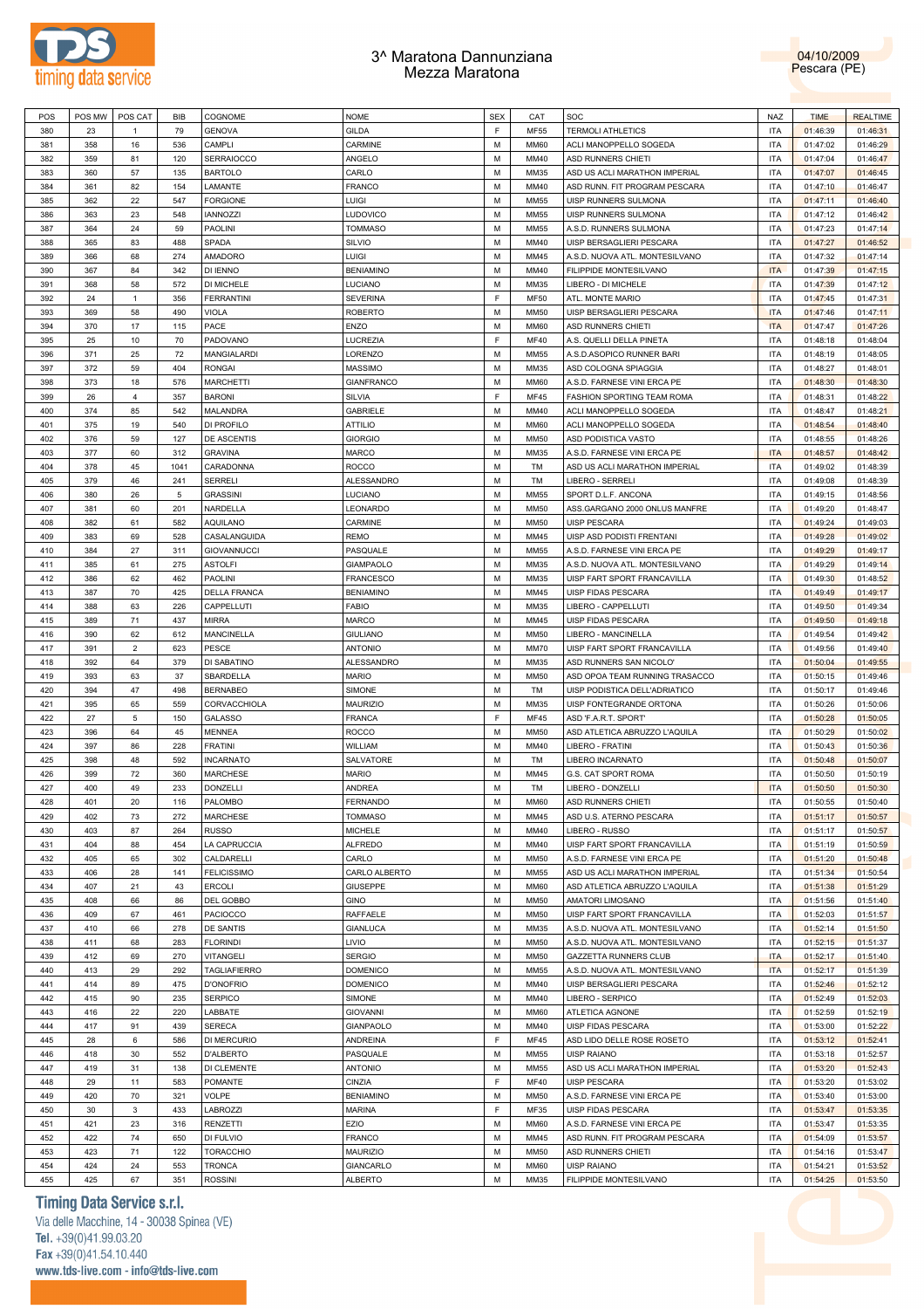# 3^ Maratona Dannunziana
## Mezza Maratona

04/10/2009
Pescara (PE)

| POS | POS MW | POS CAT | BIB | COGNOME | NOME | SEX | CAT | SOC | NAZ | TIME | REALTIME |
|---|---|---|---|---|---|---|---|---|---|---|---|
| 380 | 23 | 1 | 79 | GENOVA | GILDA | F | MF55 | TERMOLI ATHLETICS | ITA | 01:46:39 | 01:46:31 |
| 381 | 358 | 16 | 536 | CAMPLI | CARMINE | M | MM60 | ACLI MANOPPELLO SOGEDA | ITA | 01:47:02 | 01:46:29 |
| 382 | 359 | 81 | 120 | SERRAIOCCO | ANGELO | M | MM40 | ASD RUNNERS CHIETI | ITA | 01:47:04 | 01:46:47 |
| 383 | 360 | 57 | 135 | BARTOLO | CARLO | M | MM35 | ASD US ACLI MARATHON IMPERIAL | ITA | 01:47:07 | 01:46:45 |
| 384 | 361 | 82 | 154 | LAMANTE | FRANCO | M | MM40 | ASD RUNN. FIT PROGRAM PESCARA | ITA | 01:47:10 | 01:46:47 |
| 385 | 362 | 22 | 547 | FORGIONE | LUIGI | M | MM55 | UISP RUNNERS SULMONA | ITA | 01:47:11 | 01:46:40 |
| 386 | 363 | 23 | 548 | IANNOZZI | LUDOVICO | M | MM55 | UISP RUNNERS SULMONA | ITA | 01:47:12 | 01:46:42 |
| 387 | 364 | 24 | 59 | PAOLINI | TOMMASO | M | MM55 | A.S.D. RUNNERS SULMONA | ITA | 01:47:23 | 01:47:14 |
| 388 | 365 | 83 | 488 | SPADA | SILVIO | M | MM40 | UISP BERSAGLIERI PESCARA | ITA | 01:47:27 | 01:46:52 |
| 389 | 366 | 68 | 274 | AMADORO | LUIGI | M | MM45 | A.S.D. NUOVA ATL. MONTESILVANO | ITA | 01:47:32 | 01:47:14 |
| 390 | 367 | 84 | 342 | DI IENNO | BENIAMINO | M | MM40 | FILIPPIDE MONTESILVANO | ITA | 01:47:39 | 01:47:15 |
| 391 | 368 | 58 | 572 | DI MICHELE | LUCIANO | M | MM35 | LIBERO - DI MICHELE | ITA | 01:47:39 | 01:47:12 |
| 392 | 24 | 1 | 356 | FERRANTINI | SEVERINA | F | MF50 | ATL. MONTE MARIO | ITA | 01:47:45 | 01:47:31 |
| 393 | 369 | 58 | 490 | VIOLA | ROBERTO | M | MM50 | UISP BERSAGLIERI PESCARA | ITA | 01:47:46 | 01:47:11 |
| 394 | 370 | 17 | 115 | PACE | ENZO | M | MM60 | ASD RUNNERS CHIETI | ITA | 01:47:47 | 01:47:26 |
| 395 | 25 | 10 | 70 | PADOVANO | LUCREZIA | F | MF40 | A.S. QUELLI DELLA PINETA | ITA | 01:48:18 | 01:48:04 |
| 396 | 371 | 25 | 72 | MANGIALARDI | LORENZO | M | MM55 | A.S.D.ASOPICO RUNNER BARI | ITA | 01:48:19 | 01:48:05 |
| 397 | 372 | 59 | 404 | RONGAI | MASSIMO | M | MM35 | ASD COLOGNA SPIAGGIA | ITA | 01:48:27 | 01:48:01 |
| 398 | 373 | 18 | 576 | MARCHETTI | GIANFRANCO | M | MM60 | A.S.D. FARNESE VINI ERCA PE | ITA | 01:48:30 | 01:48:30 |
| 399 | 26 | 4 | 357 | BARONI | SILVIA | F | MF45 | FASHION SPORTING TEAM ROMA | ITA | 01:48:31 | 01:48:22 |
| 400 | 374 | 85 | 542 | MALANDRA | GABRIELE | M | MM40 | ACLI MANOPPELLO SOGEDA | ITA | 01:48:47 | 01:48:21 |
| 401 | 375 | 19 | 540 | DI PROFILO | ATTILIO | M | MM60 | ACLI MANOPPELLO SOGEDA | ITA | 01:48:54 | 01:48:40 |
| 402 | 376 | 59 | 127 | DE ASCENTIS | GIORGIO | M | MM50 | ASD PODISTICA VASTO | ITA | 01:48:55 | 01:48:26 |
| 403 | 377 | 60 | 312 | GRAVINA | MARCO | M | MM35 | A.S.D. FARNESE VINI ERCA PE | ITA | 01:48:57 | 01:48:42 |
| 404 | 378 | 45 | 1041 | CARADONNA | ROCCO | M | TM | ASD US ACLI MARATHON IMPERIAL | ITA | 01:49:02 | 01:48:39 |
| 405 | 379 | 46 | 241 | SERRELI | ALESSANDRO | M | TM | LIBERO - SERRELI | ITA | 01:49:08 | 01:48:39 |
| 406 | 380 | 26 | 5 | GRASSINI | LUCIANO | M | MM55 | SPORT D.L.F. ANCONA | ITA | 01:49:15 | 01:48:56 |
| 407 | 381 | 60 | 201 | NARDELLA | LEONARDO | M | MM50 | ASS.GARGANO 2000 ONLUS MANFRE | ITA | 01:49:20 | 01:48:47 |
| 408 | 382 | 61 | 582 | AQUILANO | CARMINE | M | MM50 | UISP PESCARA | ITA | 01:49:24 | 01:49:03 |
| 409 | 383 | 69 | 528 | CASALANGUIDA | REMO | M | MM45 | UISP ASD PODISTI FRENTANI | ITA | 01:49:28 | 01:49:02 |
| 410 | 384 | 27 | 311 | GIOVANNUCCI | PASQUALE | M | MM55 | A.S.D. FARNESE VINI ERCA PE | ITA | 01:49:29 | 01:49:17 |
| 411 | 385 | 61 | 275 | ASTOLFI | GIAMPAOLO | M | MM35 | A.S.D. NUOVA ATL. MONTESILVANO | ITA | 01:49:29 | 01:49:14 |
| 412 | 386 | 62 | 462 | PAOLINI | FRANCESCO | M | MM35 | UISP FART SPORT FRANCAVILLA | ITA | 01:49:30 | 01:48:52 |
| 413 | 387 | 70 | 425 | DELLA FRANCA | BENIAMINO | M | MM45 | UISP FIDAS PESCARA | ITA | 01:49:49 | 01:49:17 |
| 414 | 388 | 63 | 226 | CAPPELLUTI | FABIO | M | MM35 | LIBERO - CAPPELLUTI | ITA | 01:49:50 | 01:49:34 |
| 415 | 389 | 71 | 437 | MIRRA | MARCO | M | MM45 | UISP FIDAS PESCARA | ITA | 01:49:50 | 01:49:18 |
| 416 | 390 | 62 | 612 | MANCINELLA | GIULIANO | M | MM50 | LIBERO - MANCINELLA | ITA | 01:49:54 | 01:49:42 |
| 417 | 391 | 2 | 623 | PESCE | ANTONIO | M | MM70 | UISP FART SPORT FRANCAVILLA | ITA | 01:49:56 | 01:49:40 |
| 418 | 392 | 64 | 379 | DI SABATINO | ALESSANDRO | M | MM35 | ASD RUNNERS SAN NICOLO' | ITA | 01:50:04 | 01:49:55 |
| 419 | 393 | 63 | 37 | SBARDELLA | MARIO | M | MM50 | ASD OPOA TEAM RUNNING TRASACCO | ITA | 01:50:15 | 01:49:46 |
| 420 | 394 | 47 | 498 | BERNABEO | SIMONE | M | TM | UISP PODISTICA DELL'ADRIATICO | ITA | 01:50:17 | 01:49:46 |
| 421 | 395 | 65 | 559 | CORVACCHIOLA | MAURIZIO | M | MM35 | UISP FONTEGRANDE ORTONA | ITA | 01:50:26 | 01:50:06 |
| 422 | 27 | 5 | 150 | GALASSO | FRANCA | F | MF45 | ASD 'F.A.R.T. SPORT' | ITA | 01:50:28 | 01:50:05 |
| 423 | 396 | 64 | 45 | MENNEA | ROCCO | M | MM50 | ASD ATLETICA ABRUZZO L'AQUILA | ITA | 01:50:29 | 01:50:02 |
| 424 | 397 | 86 | 228 | FRATINI | WILLIAM | M | MM40 | LIBERO - FRATINI | ITA | 01:50:43 | 01:50:36 |
| 425 | 398 | 48 | 592 | INCARNATO | SALVATORE | M | TM | LIBERO INCARNATO | ITA | 01:50:48 | 01:50:07 |
| 426 | 399 | 72 | 360 | MARCHESE | MARIO | M | MM45 | G.S. CAT SPORT ROMA | ITA | 01:50:50 | 01:50:19 |
| 427 | 400 | 49 | 233 | DONZELLI | ANDREA | M | TM | LIBERO - DONZELLI | ITA | 01:50:50 | 01:50:30 |
| 428 | 401 | 20 | 116 | PALOMBO | FERNANDO | M | MM60 | ASD RUNNERS CHIETI | ITA | 01:50:55 | 01:50:40 |
| 429 | 402 | 73 | 272 | MARCHESE | TOMMASO | M | MM45 | ASD U.S. ATERNO PESCARA | ITA | 01:51:17 | 01:50:57 |
| 430 | 403 | 87 | 264 | RUSSO | MICHELE | M | MM40 | LIBERO - RUSSO | ITA | 01:51:17 | 01:50:57 |
| 431 | 404 | 88 | 454 | LA CAPRUCCIA | ALFREDO | M | MM40 | UISP FART SPORT FRANCAVILLA | ITA | 01:51:19 | 01:50:59 |
| 432 | 405 | 65 | 302 | CALDARELLI | CARLO | M | MM50 | A.S.D. FARNESE VINI ERCA PE | ITA | 01:51:20 | 01:50:48 |
| 433 | 406 | 28 | 141 | FELICISSIMO | CARLO ALBERTO | M | MM55 | ASD US ACLI MARATHON IMPERIAL | ITA | 01:51:34 | 01:50:54 |
| 434 | 407 | 21 | 43 | ERCOLI | GIUSEPPE | M | MM60 | ASD ATLETICA ABRUZZO L'AQUILA | ITA | 01:51:38 | 01:51:29 |
| 435 | 408 | 66 | 86 | DEL GOBBO | GINO | M | MM50 | AMATORI LIMOSANO | ITA | 01:51:56 | 01:51:40 |
| 436 | 409 | 67 | 461 | PACIOCCO | RAFFAELE | M | MM50 | UISP FART SPORT FRANCAVILLA | ITA | 01:52:03 | 01:51:57 |
| 437 | 410 | 66 | 278 | DE SANTIS | GIANLUCA | M | MM35 | A.S.D. NUOVA ATL. MONTESILVANO | ITA | 01:52:14 | 01:51:50 |
| 438 | 411 | 68 | 283 | FLORINDI | LIVIO | M | MM50 | A.S.D. NUOVA ATL. MONTESILVANO | ITA | 01:52:15 | 01:51:37 |
| 439 | 412 | 69 | 270 | VITANGELI | SERGIO | M | MM50 | GAZZETTA RUNNERS CLUB | ITA | 01:52:17 | 01:51:40 |
| 440 | 413 | 29 | 292 | TAGLIAFIERRO | DOMENICO | M | MM55 | A.S.D. NUOVA ATL. MONTESILVANO | ITA | 01:52:17 | 01:51:39 |
| 441 | 414 | 89 | 475 | D'ONOFRIO | DOMENICO | M | MM40 | UISP BERSAGLIERI PESCARA | ITA | 01:52:46 | 01:52:12 |
| 442 | 415 | 90 | 235 | SERPICO | SIMONE | M | MM40 | LIBERO - SERPICO | ITA | 01:52:49 | 01:52:03 |
| 443 | 416 | 22 | 220 | LABBATE | GIOVANNI | M | MM60 | ATLETICA AGNONE | ITA | 01:52:59 | 01:52:19 |
| 444 | 417 | 91 | 439 | SERECA | GIANPAOLO | M | MM40 | UISP FIDAS PESCARA | ITA | 01:53:00 | 01:52:22 |
| 445 | 28 | 6 | 586 | DI MERCURIO | ANDREINA | F | MF45 | ASD LIDO DELLE ROSE ROSETO | ITA | 01:53:12 | 01:52:41 |
| 446 | 418 | 30 | 552 | D'ALBERTO | PASQUALE | M | MM55 | UISP RAIANO | ITA | 01:53:18 | 01:52:57 |
| 447 | 419 | 31 | 138 | DI CLEMENTE | ANTONIO | M | MM55 | ASD US ACLI MARATHON IMPERIAL | ITA | 01:53:20 | 01:52:43 |
| 448 | 29 | 11 | 583 | POMANTE | CINZIA | F | MF40 | UISP PESCARA | ITA | 01:53:20 | 01:53:02 |
| 449 | 420 | 70 | 321 | VOLPE | BENIAMINO | M | MM50 | A.S.D. FARNESE VINI ERCA PE | ITA | 01:53:40 | 01:53:00 |
| 450 | 30 | 3 | 433 | LABROZZI | MARINA | F | MF35 | UISP FIDAS PESCARA | ITA | 01:53:47 | 01:53:35 |
| 451 | 421 | 23 | 316 | RENZETTI | EZIO | M | MM60 | A.S.D. FARNESE VINI ERCA PE | ITA | 01:53:47 | 01:53:35 |
| 452 | 422 | 74 | 650 | DI FULVIO | FRANCO | M | MM45 | ASD RUNN. FIT PROGRAM PESCARA | ITA | 01:54:09 | 01:53:57 |
| 453 | 423 | 71 | 122 | TORACCHIO | MAURIZIO | M | MM50 | ASD RUNNERS CHIETI | ITA | 01:54:16 | 01:53:47 |
| 454 | 424 | 24 | 553 | TRONCA | GIANCARLO | M | MM60 | UISP RAIANO | ITA | 01:54:21 | 01:53:52 |
| 455 | 425 | 67 | 351 | ROSSINI | ALBERTO | M | MM35 | FILIPPIDE MONTESILVANO | ITA | 01:54:25 | 01:53:50 |

**Timing Data Service s.r.l.**
Via delle Macchine, 14 - 30038 Spinea (VE)
Tel. +39(0)41.99.03.20
Fax +39(0)41.54.10.440
www.tds-live.com - info@tds-live.com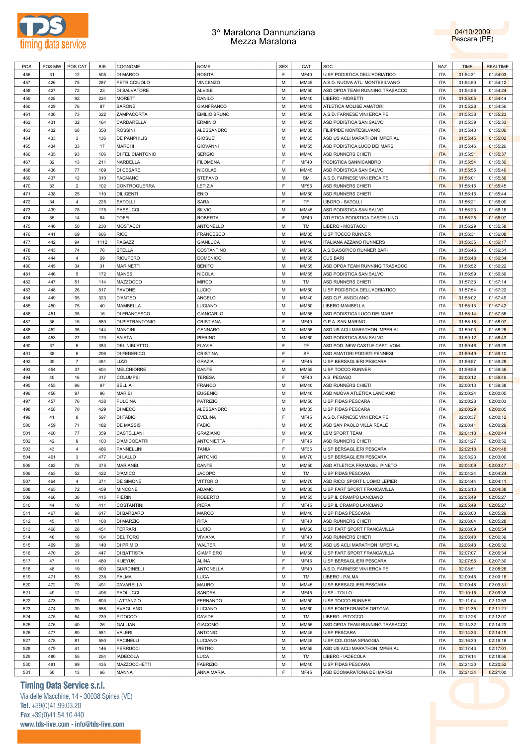# 3^ Maratona Dannunziana
## Mezza Maratona

04/10/2009
Pescara (PE)

| POS | POS MW | POS CAT | BIB | COGNOME | NOME | SEX | CAT | SOC | NAZ | TIME | REALTIME |
|---|---|---|---|---|---|---|---|---|---|---|---|
| 456 | 31 | 12 | 505 | DI MARCO | ROSITA | F | MF40 | UISP PODISTICA DELL'ADRIATICO | ITA | 01:54:31 | 01:54:03 |
| 457 | 426 | 75 | 287 | PETRICCIUOLO | VINCENZO | M | MM45 | A.S.D. NUOVA ATL. MONTESILVANO | ITA | 01:54:50 | 01:54:12 |
| 458 | 427 | 72 | 23 | DI SALVATORE | ALVISE | M | MM50 | ASD OPOA TEAM RUNNING TRASACCO | ITA | 01:54:58 | 01:54:24 |
| 459 | 428 | 92 | 224 | MORETTI | DANILO | M | MM40 | LIBERO - MORETTI | ITA | 01:55:05 | 01:54:44 |
| 460 | 429 | 76 | 87 | BARONE | GIANFRANCO | M | MM45 | ATLETICA MOLISE AMATORI | ITA | 01:55:28 | 01:54:56 |
| 461 | 430 | 73 | 322 | ZAMPACORTA | EMILIO BRUNO | M | MM50 | A.S.D. FARNESE VINI ERCA PE | ITA | 01:55:38 | 01:55:23 |
| 462 | 431 | 32 | 164 | CARDARELLA | ERMINIO | M | MM55 | ASD PODISTICA SAN SALVO | ITA | 01:55:39 | 01:55:33 |
| 463 | 432 | 68 | 350 | ROSSINI | ALESSANDRO | M | MM35 | FILIPPIDE MONTESILVANO | ITA | 01:55:40 | 01:55:06 |
| 464 | 433 | 3 | 136 | DE PANPHILIS | GIOSUE' | M | MM65 | ASD US ACLI MARATHON IMPERIAL | ITA | 01:55:45 | 01:55:02 |
| 465 | 434 | 33 | 17 | MARCHI | GIOVANNI | M | MM55 | ASD PODISTICA LUCO DEI MARSI | ITA | 01:55:46 | 01:55:26 |
| 466 | 435 | 93 | 106 | DI FELICIANTONIO | SERGIO | M | MM40 | ASD RUNNERS CHIETI | ITA | 01:55:51 | 01:55:37 |
| 467 | 32 | 13 | 211 | NARDELLA | FILOMENA | F | MF40 | PODISTICA SANNICANDRO | ITA | 01:55:54 | 01:55:30 |
| 468 | 436 | 77 | 169 | DI CESARE | NICOLAS | M | MM45 | ASD PODISTICA SAN SALVO | ITA | 01:55:55 | 01:55:46 |
| 469 | 437 | 12 | 310 | FAGNANO | STEFANO | M | SM | A.S.D. FARNESE VINI ERCA PE | ITA | 01:56:01 | 01:55:39 |
| 470 | 33 | 2 | 102 | CONTROGUERRA | LETIZIA | F | MF55 | ASD RUNNERS CHIETI | ITA | 01:56:15 | 01:55:45 |
| 471 | 438 | 25 | 110 | DILIGENTI | ENIO | M | MM60 | ASD RUNNERS CHIETI | ITA | 01:56:15 | 01:55:44 |
| 472 | 34 | 4 | 225 | SATOLLI | SARA | F | TF | LIBORO - SATOLLI | ITA | 01:56:21 | 01:56:00 |
| 473 | 439 | 78 | 175 | PASSUCCI | SILVIO | M | MM45 | ASD PODISTICA SAN SALVO | ITA | 01:56:23 | 01:56:16 |
| 474 | 35 | 14 | 84 | TOFFI | ROBERTA | F | MF40 | ATLETICA PODISTICA CASTELLINO | ITA | 01:56:25 | 01:56:07 |
| 475 | 440 | 50 | 230 | MOSTACCI | ANTONELLO | M | TM | LIBERO - MOSTACCI | ITA | 01:56:29 | 01:55:58 |
| 476 | 441 | 69 | 606 | RICCI | FRANCESCO | M | MM35 | UISP TOCCO RUNNER | ITA | 01:56:31 | 01:56:08 |
| 477 | 442 | 94 | 1112 | PAGAZZI | GIANLUCA | M | MM40 | ITALIANA AZZANO RUNNERS | ITA | 01:56:35 | 01:56:17 |
| 478 | 443 | 74 | 76 | STELLA | COSTANTINO | M | MM50 | A.S.D.ASOPICO RUNNER BARI | ITA | 01:56:46 | 01:56:31 |
| 479 | 444 | 4 | 69 | RICUPERO | DOMENICO | M | MM65 | CUS BARI | ITA | 01:56:48 | 01:56:34 |
| 480 | 445 | 34 | 31 | MARINETTI | BENITO | M | MM55 | ASD OPOA TEAM RUNNING TRASACCO | ITA | 01:56:52 | 01:56:22 |
| 481 | 446 | 5 | 172 | MANES | NICOLA | M | MM65 | ASD PODISTICA SAN SALVO | ITA | 01:56:59 | 01:56:39 |
| 482 | 447 | 51 | 114 | MAZZOCCO | MIRCO | M | TM | ASD RUNNERS CHIETI | ITA | 01:57:33 | 01:57:14 |
| 483 | 448 | 26 | 517 | PAVONE | LUCIO | M | MM60 | UISP PODISTICA DELL'ADRIATICO | ITA | 01:57:54 | 01:57:22 |
| 484 | 449 | 95 | 323 | D'ANTEO | ANGELO | M | MM40 | ASD G.P. ANGOLANO | ITA | 01:58:02 | 01:57:49 |
| 485 | 450 | 75 | 40 | MAMBELLA | LUCIANO | M | MM50 | LIBERO MAMBELLA | ITA | 01:58:13 | 01:57:42 |
| 486 | 451 | 35 | 16 | DI FRANCESCO | GIANCARLO | M | MM55 | ASD PODISTICA LUCO DEI MARSI | ITA | 01:58:14 | 01:57:56 |
| 487 | 36 | 15 | 589 | DI PIETRANTONIO | CRISTIANA | F | MF40 | G.P.A. SAN MARINO | ITA | 01:58:18 | 01:58:07 |
| 488 | 452 | 36 | 144 | MANCINI | GENNARO | M | MM55 | ASD US ACLI MARATHON IMPERIAL | ITA | 01:59:03 | 01:58:26 |
| 489 | 453 | 27 | 170 | FAIETA | PIERINO | M | MM60 | ASD PODISTICA SAN SALVO | ITA | 01:59:12 | 01:58:43 |
| 490 | 37 | 5 | 383 | DEL NIBLETTO | FLAVIA | F | TF | ASD POD. NEW CASTLE CAST. VOM. | ITA | 01:59:46 | 01:59:29 |
| 491 | 38 | 5 | 296 | DI FEDERICO | CRISTINA | F | SF | ASD AMATORI PODISTI PENNESI | ITA | 01:59:49 | 01:59:10 |
| 492 | 39 | 7 | 481 | LIZZI | GRAZIA | F | MF45 | UISP BERSAGLIERI PESCARA | ITA | 01:59:57 | 01:59:28 |
| 493 | 454 | 37 | 604 | MELCHIORRE | DANTE | M | MM55 | UISP TOCCO RUNNER | ITA | 01:59:58 | 01:59:36 |
| 494 | 40 | 16 | 317 | COLUMPSI | TERESA | F | MF40 | A.S. PEGASO | ITA | 02:00:12 | 01:59:49 |
| 495 | 455 | 96 | 97 | BELLIA | FRANCO | M | MM40 | ASD RUNNERS CHIETI | ITA | 02:00:13 | 01:59:38 |
| 496 | 456 | 97 | 96 | MARISI | EUGENIO | M | MM40 | ASD NUOVA ATLETICA LANCIANO | ITA | 02:00:24 | 02:00:05 |
| 497 | 457 | 76 | 438 | PULCINA | PATRIZIO | M | MM50 | UISP FIDAS PESCARA | ITA | 02:00:28 | 02:00:03 |
| 498 | 458 | 70 | 429 | DI MECO | ALESSANDRO | M | MM35 | UISP FIDAS PESCARA | ITA | 02:00:29 | 02:00:05 |
| 499 | 41 | 8 | 597 | DI FABIO | EVELINA | F | MF45 | A.S.D. FARNESE VINI ERCA PE | ITA | 02:00:37 | 02:00:12 |
| 500 | 459 | 71 | 182 | DE MASSIS | FABIO | M | MM35 | ASD SAN PAOLO VILLA REALE | ITA | 02:00:41 | 02:00:29 |
| 501 | 460 | 77 | 359 | CASTELLANI | GRAZIANO | M | MM50 | LBM SPORT TEAM | ITA | 02:01:18 | 02:00:44 |
| 502 | 42 | 9 | 103 | D'AMICODATRI | ANTONIETTA | F | MF45 | ASD RUNNERS CHIETI | ITA | 02:01:27 | 02:00:52 |
| 503 | 43 | 4 | 486 | PANNELLINI | TANIA | F | MF35 | UISP BERSAGLIERI PESCARA | ITA | 02:02:18 | 02:01:48 |
| 504 | 461 | 3 | 477 | DI LALLO | ANTONIO | M | MM70 | UISP BERSAGLIERI PESCARA | ITA | 02:03:23 | 02:03:00 |
| 505 | 462 | 78 | 375 | MARIANBI | DANTE | M | MM50 | ASD ATLETICA FRAMASIL PINETO | ITA | 02:04:09 | 02:03:47 |
| 506 | 463 | 52 | 422 | D'AMICO | JACOPO | M | TM | UISP FIDAS PESCARA | ITA | 02:04:24 | 02:04:24 |
| 507 | 464 | 4 | 371 | DE SIMONE | VITTORIO | M | MM70 | ASD RICCI SPORT L'UOMO LEPIER | ITA | 02:04:44 | 02:04:11 |
| 508 | 465 | 72 | 459 | MINCONE | ADAMO | M | MM35 | UISP FART SPORT FRANCAVILLA | ITA | 02:05:13 | 02:04:38 |
| 509 | 466 | 38 | 415 | PIERINI | ROBERTO | M | MM55 | UISP IL CRAMPO LANCIANO | ITA | 02:05:49 | 02:05:27 |
| 510 | 44 | 10 | 411 | COSTANTINI | PIERA | F | MF45 | UISP IL CRAMPO LANCIANO | ITA | 02:05:49 | 02:05:27 |
| 511 | 467 | 98 | 617 | DI BARBARO | MARCO | M | MM40 | UISP FIDAS PESCARA | ITA | 02:06:00 | 02:05:29 |
| 512 | 45 | 17 | 108 | DI MARZIO | RITA | F | MF40 | ASD RUNNERS CHIETI | ITA | 02:06:04 | 02:05:28 |
| 513 | 468 | 28 | 451 | FERRARI | LUCIO | M | MM60 | UISP FART SPORT FRANCAVILLA | ITA | 02:06:09 | 02:05:54 |
| 514 | 46 | 18 | 104 | DEL TORO | VIVIANA | F | MF40 | ASD RUNNERS CHIETI | ITA | 02:06:48 | 02:06:39 |
| 515 | 469 | 39 | 140 | DI PRIMIO | WALTER | M | MM55 | ASD US ACLI MARATHON IMPERIAL | ITA | 02:06:48 | 02:06:32 |
| 516 | 470 | 29 | 447 | DI BATTISTA | GIAMPIERO | M | MM60 | UISP FART SPORT FRANCAVILLA | ITA | 02:07:07 | 02:06:34 |
| 517 | 47 | 11 | 480 | KIJEYUK | ALINA | F | MF45 | UISP BERSAGLIERI PESCARA | ITA | 02:07:55 | 02:07:30 |
| 518 | 48 | 19 | 600 | GIARDINELLI | ANTONELLA | F | MF40 | A.S.D. FARNESE VINI ERCA PE | ITA | 02:08:51 | 02:08:26 |
| 519 | 471 | 53 | 238 | PALMA | LUCA | M | TM | LIBERO - PALMA | ITA | 02:09:45 | 02:09:16 |
| 520 | 472 | 79 | 491 | ZAVARELLA | MAURO | M | MM45 | UISP BERSAGLIERI PESCARA | ITA | 02:09:48 | 02:09:31 |
| 521 | 49 | 12 | 496 | PAOLUCCI | SANDRA | F | MF45 | UISP - TOLLO | ITA | 02:10:15 | 02:09:38 |
| 522 | 473 | 79 | 603 | LATTANZIO | FERNANDO | M | MM50 | UISP TOCCO RUNNER | ITA | 02:11:04 | 02:10:53 |
| 523 | 474 | 30 | 558 | AVAGLIANO | LUCIANO | M | MM60 | UISP FONTEGRANDE ORTONA | ITA | 02:11:35 | 02:11:21 |
| 524 | 475 | 54 | 239 | PITOCCO | DAVIDE | M | TM | LIBERO - PITOCCO | ITA | 02:12:28 | 02:12:07 |
| 525 | 476 | 40 | 26 | GALLIANI | GIACOMO | M | MM55 | ASD OPOA TEAM RUNNING TRASACCO | ITA | 02:14:32 | 02:14:23 |
| 526 | 477 | 80 | 581 | VALERI | ANTONIO | M | MM45 | UISP PESCARA | ITA | 02:14:33 | 02:14:19 |
| 527 | 478 | 81 | 550 | PACINELLI | LUCIANO | M | MM45 | UISP COLOGNA SPIAGGIA | ITA | 02:16:30 | 02:16:16 |
| 528 | 479 | 41 | 146 | PERRUCCI | PIETRO | M | MM55 | ASD US ACLI MARATHON IMPERIAL | ITA | 02:17:43 | 02:17:01 |
| 529 | 480 | 55 | 254 | IADECOLA | LUCA | M | TM | LIBERO - IADECOLA | ITA | 02:19:14 | 02:18:56 |
| 530 | 481 | 99 | 435 | MAZZOCCHETTI | FABRIZIO | M | MM40 | UISP FIDAS PESCARA | ITA | 02:21:30 | 02:20:52 |
| 531 | 50 | 13 | 66 | MANNA | ANNA MARIA | F | MF45 | ASD ECOMARATONA DEI MARSI | ITA | 02:21:34 | 02:21:00 |

**Timing Data Service s.r.l.**
Via delle Macchine, 14 - 30038 Spinea (VE)
Tel. +39(0)41.99.03.20
Fax +39(0)41.54.10.440
www.tds-live.com - info@tds-live.com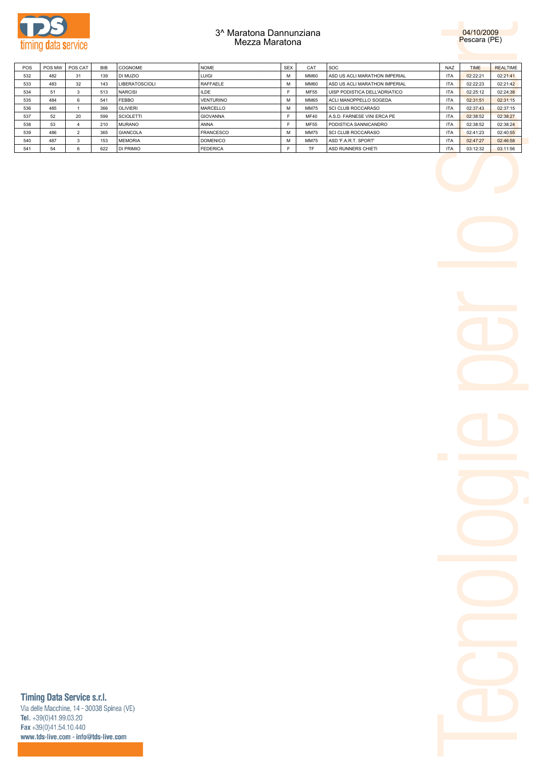# 3^ Maratona Dannunziana
## Mezza Maratona

04/10/2009
Pescara (PE)

| POS | POS MW | POS CAT | BIB | COGNOME | NOME | SEX | CAT | SOC | NAZ | TIME | REALTIME |
|---|---|---|---|---|---|---|---|---|---|---|---|
| 532 | 482 | 31 | 139 | DI MUZIO | LUIGI | M | MM60 | ASD US ACLI MARATHON IMPERIAL | ITA | 02:22:21 | 02:21:41 |
| 533 | 483 | 32 | 143 | LIBERATOSCIOLI | RAFFAELE | M | MM60 | ASD US ACLI MARATHON IMPERIAL | ITA | 02:22:23 | 02:21:42 |
| 534 | 51 | 3 | 513 | NARCISI | ILDE | F | MF55 | UISP PODISTICA DELL'ADRIATICO | ITA | 02:25:12 | 02:24:38 |
| 535 | 484 | 6 | 541 | FEBBO | VENTURINO | M | MM65 | ACLI MANOPPELLO SOGEDA | ITA | 02:31:51 | 02:31:15 |
| 536 | 485 | 1 | 366 | OLIVIERI | MARCELLO | M | MM75 | SCI CLUB ROCCARASO | ITA | 02:37:43 | 02:37:15 |
| 537 | 52 | 20 | 599 | SCIOLETTI | GIOVANNA | F | MF40 | A.S.D. FARNESE VINI ERCA PE | ITA | 02:38:52 | 02:38:27 |
| 538 | 53 | 4 | 210 | MURANO | ANNA | F | MF55 | PODISTICA SANNICANDRO | ITA | 02:38:52 | 02:38:24 |
| 539 | 486 | 2 | 365 | GIANCOLA | FRANCESCO | M | MM75 | SCI CLUB ROCCARASO | ITA | 02:41:23 | 02:40:55 |
| 540 | 487 | 3 | 153 | MEMORIA | DOMENICO | M | MM75 | ASD 'F.A.R.T. SPORT' | ITA | 02:47:27 | 02:46:58 |
| 541 | 54 | 6 | 622 | DI PRIMIO | FEDERICA | F | TF | ASD RUNNERS CHIETI | ITA | 03:12:32 | 03:11:56 |

**Timing Data Service s.r.l.**
Via delle Macchine, 14 - 30038 Spinea (VE)
**Tel.** +39(0)41.99.03.20
**Fax** +39(0)41.54.10.440
**www.tds-live.com - info@tds-live.com**